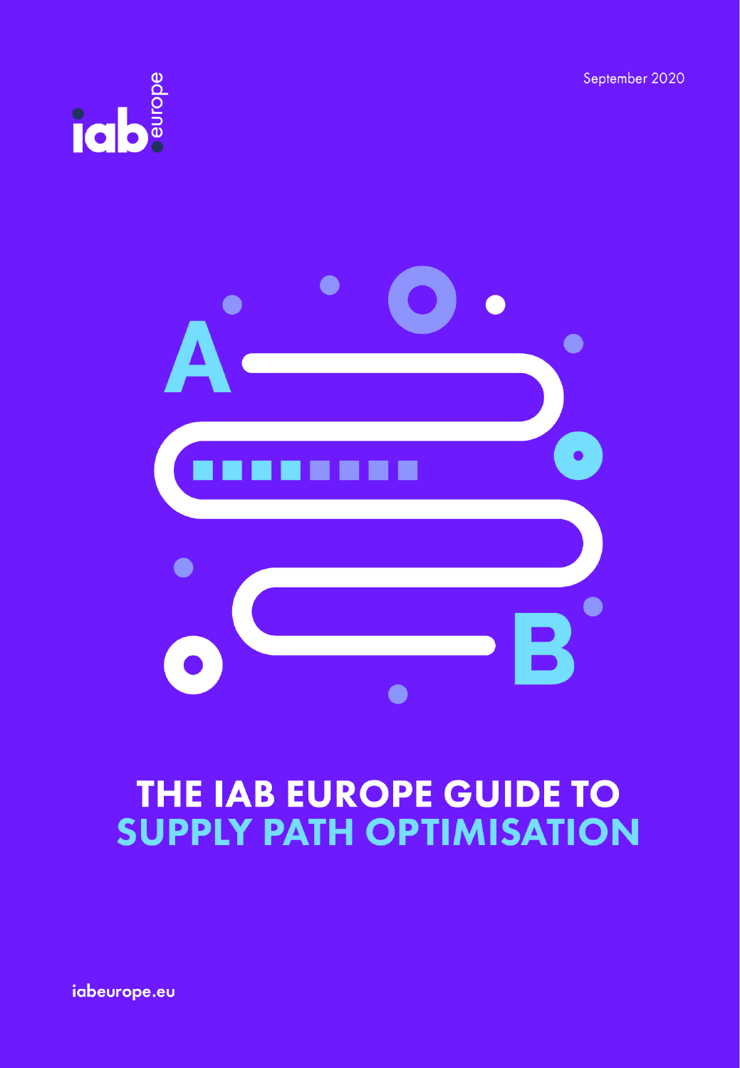September 2020

iab europe

A

B

# THE IAB EUROPE GUIDE TO SUPPLY PATH OPTIMISATION

iabeurope.eu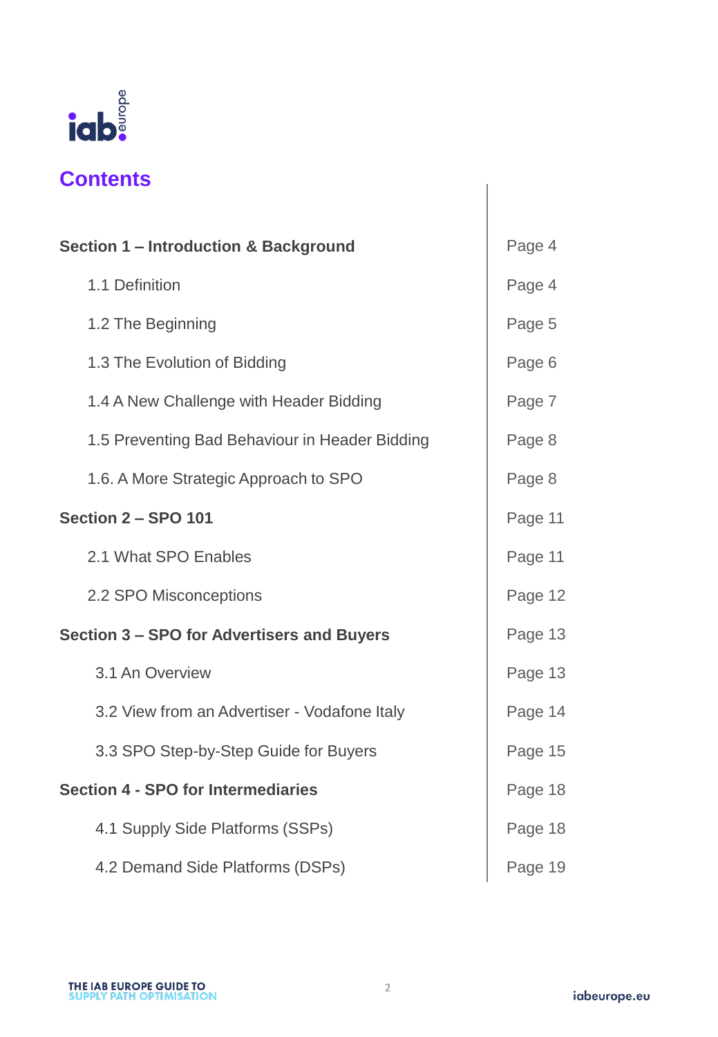# Contents

| | |
|---|---|
| **Section 1 – Introduction & Background** | Page 4 |
| 1.1 Definition | Page 4 |
| 1.2 The Beginning | Page 5 |
| 1.3 The Evolution of Bidding | Page 6 |
| 1.4 A New Challenge with Header Bidding | Page 7 |
| 1.5 Preventing Bad Behaviour in Header Bidding | Page 8 |
| 1.6. A More Strategic Approach to SPO | Page 8 |
| **Section 2 – SPO 101** | Page 11 |
| 2.1 What SPO Enables | Page 11 |
| 2.2 SPO Misconceptions | Page 12 |
| **Section 3 – SPO for Advertisers and Buyers** | Page 13 |
| 3.1 An Overview | Page 13 |
| 3.2 View from an Advertiser - Vodafone Italy | Page 14 |
| 3.3 SPO Step-by-Step Guide for Buyers | Page 15 |
| **Section 4 - SPO for Intermediaries** | Page 18 |
| 4.1 Supply Side Platforms (SSPs) | Page 18 |
| 4.2 Demand Side Platforms (DSPs) | Page 19 |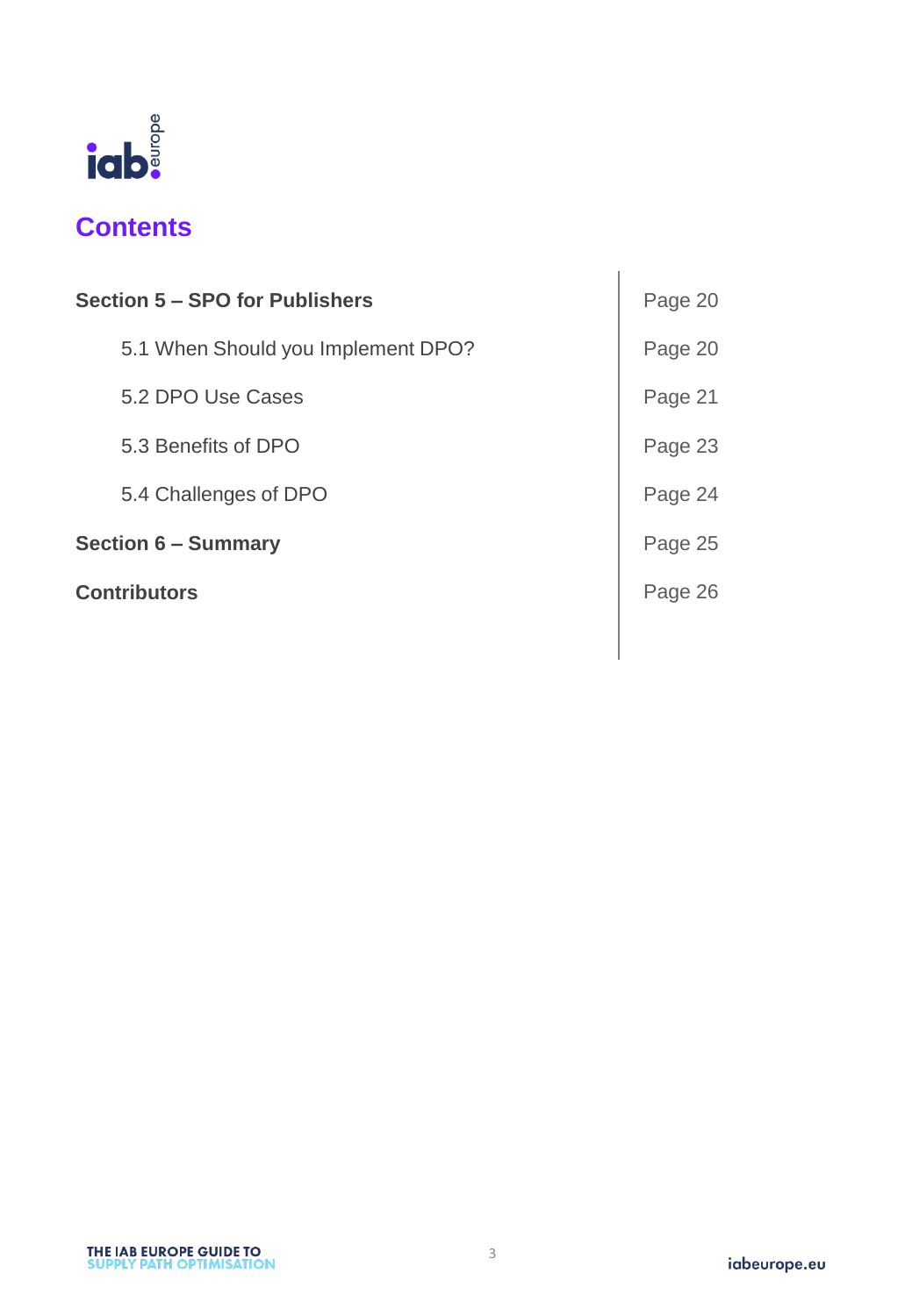## Contents

| | |
|---|---|
| **Section 5 – SPO for Publishers** | Page 20 |
| 5.1 When Should you Implement DPO? | Page 20 |
| 5.2 DPO Use Cases | Page 21 |
| 5.3 Benefits of DPO | Page 23 |
| 5.4 Challenges of DPO | Page 24 |
| **Section 6 – Summary** | Page 25 |
| **Contributors** | Page 26 |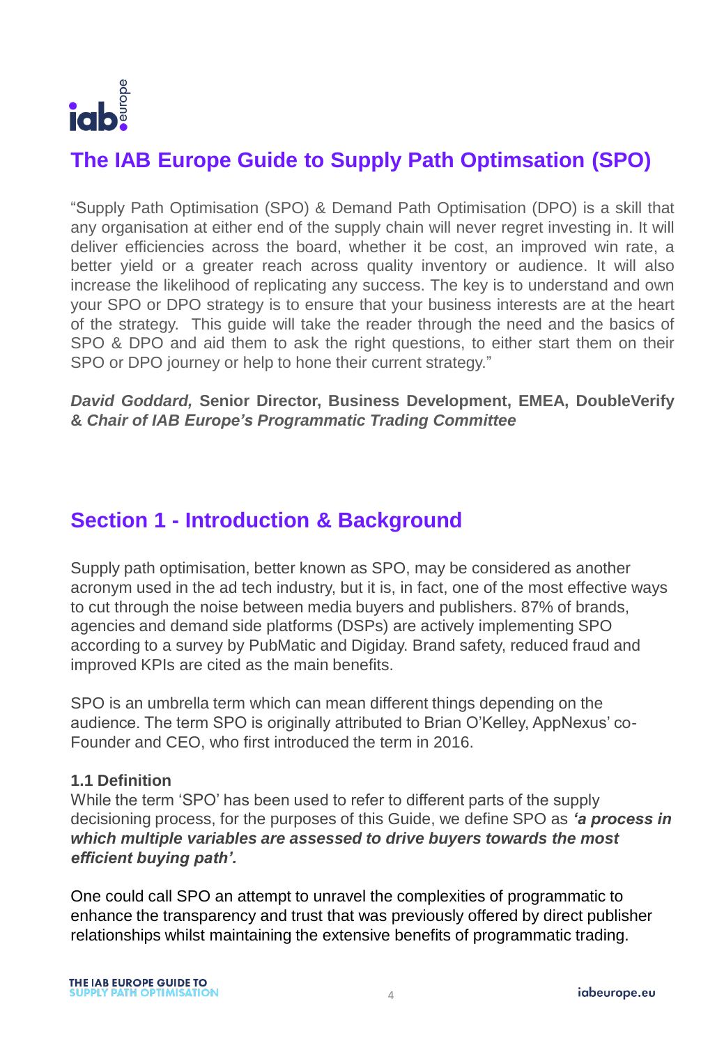## The IAB Europe Guide to Supply Path Optimsation (SPO)

"Supply Path Optimisation (SPO) & Demand Path Optimisation (DPO) is a skill that any organisation at either end of the supply chain will never regret investing in. It will deliver efficiencies across the board, whether it be cost, an improved win rate, a better yield or a greater reach across quality inventory or audience. It will also increase the likelihood of replicating any success. The key is to understand and own your SPO or DPO strategy is to ensure that your business interests are at the heart of the strategy. This guide will take the reader through the need and the basics of SPO & DPO and aid them to ask the right questions, to either start them on their SPO or DPO journey or help to hone their current strategy."

***David Goddard,* Senior Director, Business Development, EMEA, DoubleVerify & *Chair of IAB Europe's Programmatic Trading Committee***

## Section 1 - Introduction & Background

Supply path optimisation, better known as SPO, may be considered as another acronym used in the ad tech industry, but it is, in fact, one of the most effective ways to cut through the noise between media buyers and publishers. 87% of brands, agencies and demand side platforms (DSPs) are actively implementing SPO according to a survey by PubMatic and Digiday. Brand safety, reduced fraud and improved KPIs are cited as the main benefits.

SPO is an umbrella term which can mean different things depending on the audience. The term SPO is originally attributed to Brian O'Kelley, AppNexus' co-Founder and CEO, who first introduced the term in 2016.

### 1.1 Definition

While the term 'SPO' has been used to refer to different parts of the supply decisioning process, for the purposes of this Guide, we define SPO as ***'a process in which multiple variables are assessed to drive buyers towards the most efficient buying path'.***

One could call SPO an attempt to unravel the complexities of programmatic to enhance the transparency and trust that was previously offered by direct publisher relationships whilst maintaining the extensive benefits of programmatic trading.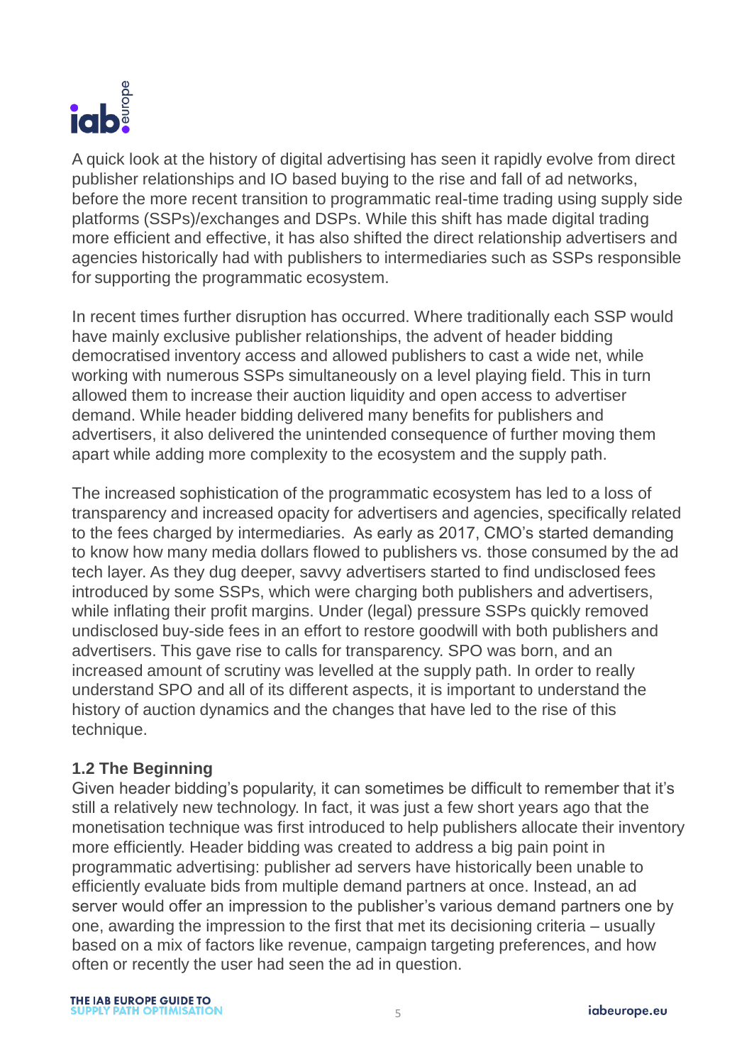A quick look at the history of digital advertising has seen it rapidly evolve from direct publisher relationships and IO based buying to the rise and fall of ad networks, before the more recent transition to programmatic real-time trading using supply side platforms (SSPs)/exchanges and DSPs. While this shift has made digital trading more efficient and effective, it has also shifted the direct relationship advertisers and agencies historically had with publishers to intermediaries such as SSPs responsible for supporting the programmatic ecosystem.

In recent times further disruption has occurred. Where traditionally each SSP would have mainly exclusive publisher relationships, the advent of header bidding democratised inventory access and allowed publishers to cast a wide net, while working with numerous SSPs simultaneously on a level playing field. This in turn allowed them to increase their auction liquidity and open access to advertiser demand. While header bidding delivered many benefits for publishers and advertisers, it also delivered the unintended consequence of further moving them apart while adding more complexity to the ecosystem and the supply path.

The increased sophistication of the programmatic ecosystem has led to a loss of transparency and increased opacity for advertisers and agencies, specifically related to the fees charged by intermediaries. As early as 2017, CMO's started demanding to know how many media dollars flowed to publishers vs. those consumed by the ad tech layer. As they dug deeper, savvy advertisers started to find undisclosed fees introduced by some SSPs, which were charging both publishers and advertisers, while inflating their profit margins. Under (legal) pressure SSPs quickly removed undisclosed buy-side fees in an effort to restore goodwill with both publishers and advertisers. This gave rise to calls for transparency. SPO was born, and an increased amount of scrutiny was levelled at the supply path. In order to really understand SPO and all of its different aspects, it is important to understand the history of auction dynamics and the changes that have led to the rise of this technique.

### 1.2 The Beginning

Given header bidding's popularity, it can sometimes be difficult to remember that it's still a relatively new technology. In fact, it was just a few short years ago that the monetisation technique was first introduced to help publishers allocate their inventory more efficiently. Header bidding was created to address a big pain point in programmatic advertising: publisher ad servers have historically been unable to efficiently evaluate bids from multiple demand partners at once. Instead, an ad server would offer an impression to the publisher's various demand partners one by one, awarding the impression to the first that met its decisioning criteria – usually based on a mix of factors like revenue, campaign targeting preferences, and how often or recently the user had seen the ad in question.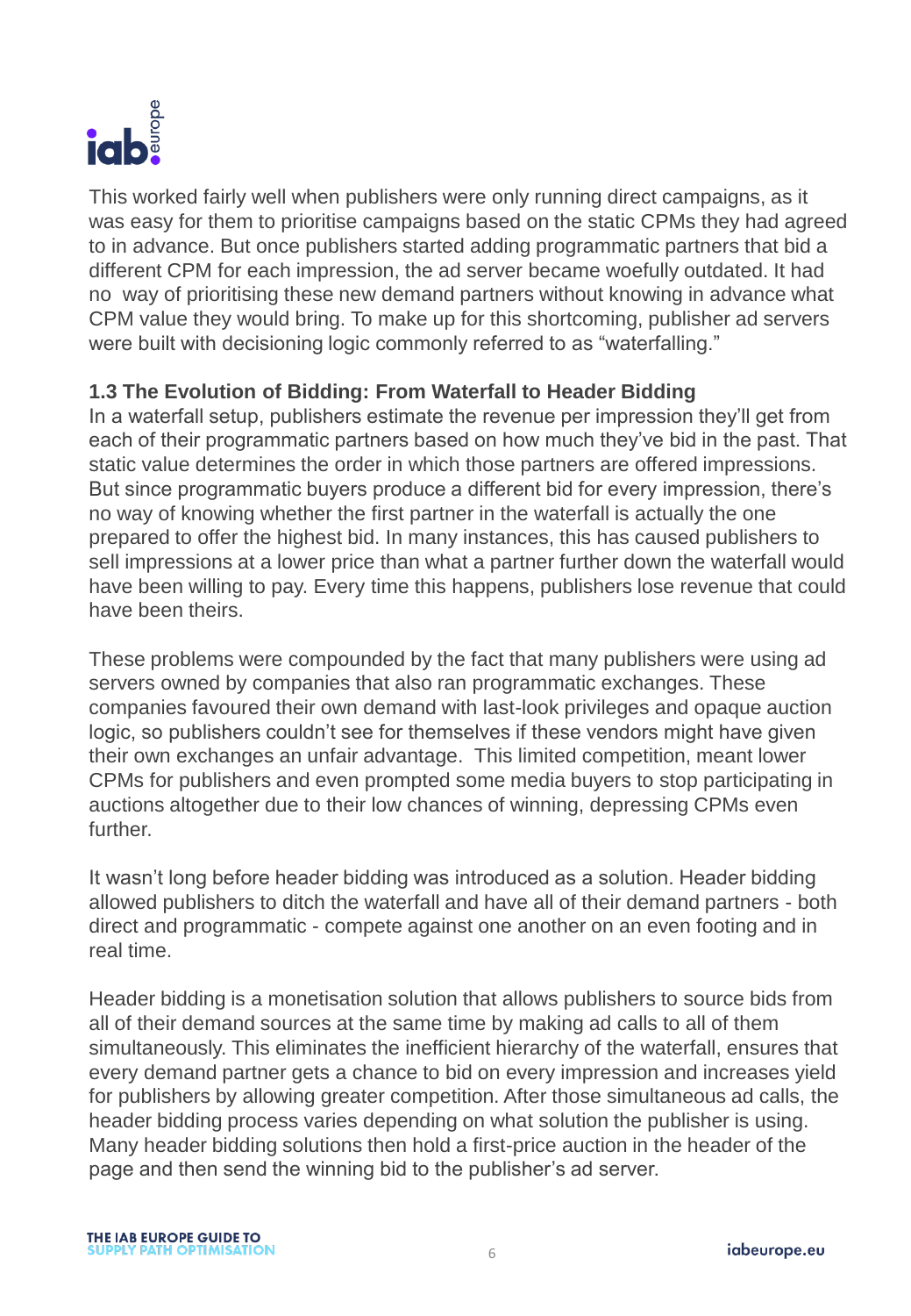This worked fairly well when publishers were only running direct campaigns, as it was easy for them to prioritise campaigns based on the static CPMs they had agreed to in advance. But once publishers started adding programmatic partners that bid a different CPM for each impression, the ad server became woefully outdated. It had no way of prioritising these new demand partners without knowing in advance what CPM value they would bring. To make up for this shortcoming, publisher ad servers were built with decisioning logic commonly referred to as "waterfalling."

### 1.3 The Evolution of Bidding: From Waterfall to Header Bidding

In a waterfall setup, publishers estimate the revenue per impression they'll get from each of their programmatic partners based on how much they've bid in the past. That static value determines the order in which those partners are offered impressions. But since programmatic buyers produce a different bid for every impression, there's no way of knowing whether the first partner in the waterfall is actually the one prepared to offer the highest bid. In many instances, this has caused publishers to sell impressions at a lower price than what a partner further down the waterfall would have been willing to pay. Every time this happens, publishers lose revenue that could have been theirs.

These problems were compounded by the fact that many publishers were using ad servers owned by companies that also ran programmatic exchanges. These companies favoured their own demand with last-look privileges and opaque auction logic, so publishers couldn't see for themselves if these vendors might have given their own exchanges an unfair advantage. This limited competition, meant lower CPMs for publishers and even prompted some media buyers to stop participating in auctions altogether due to their low chances of winning, depressing CPMs even further.

It wasn't long before header bidding was introduced as a solution. Header bidding allowed publishers to ditch the waterfall and have all of their demand partners - both direct and programmatic - compete against one another on an even footing and in real time.

Header bidding is a monetisation solution that allows publishers to source bids from all of their demand sources at the same time by making ad calls to all of them simultaneously. This eliminates the inefficient hierarchy of the waterfall, ensures that every demand partner gets a chance to bid on every impression and increases yield for publishers by allowing greater competition. After those simultaneous ad calls, the header bidding process varies depending on what solution the publisher is using. Many header bidding solutions then hold a first-price auction in the header of the page and then send the winning bid to the publisher's ad server.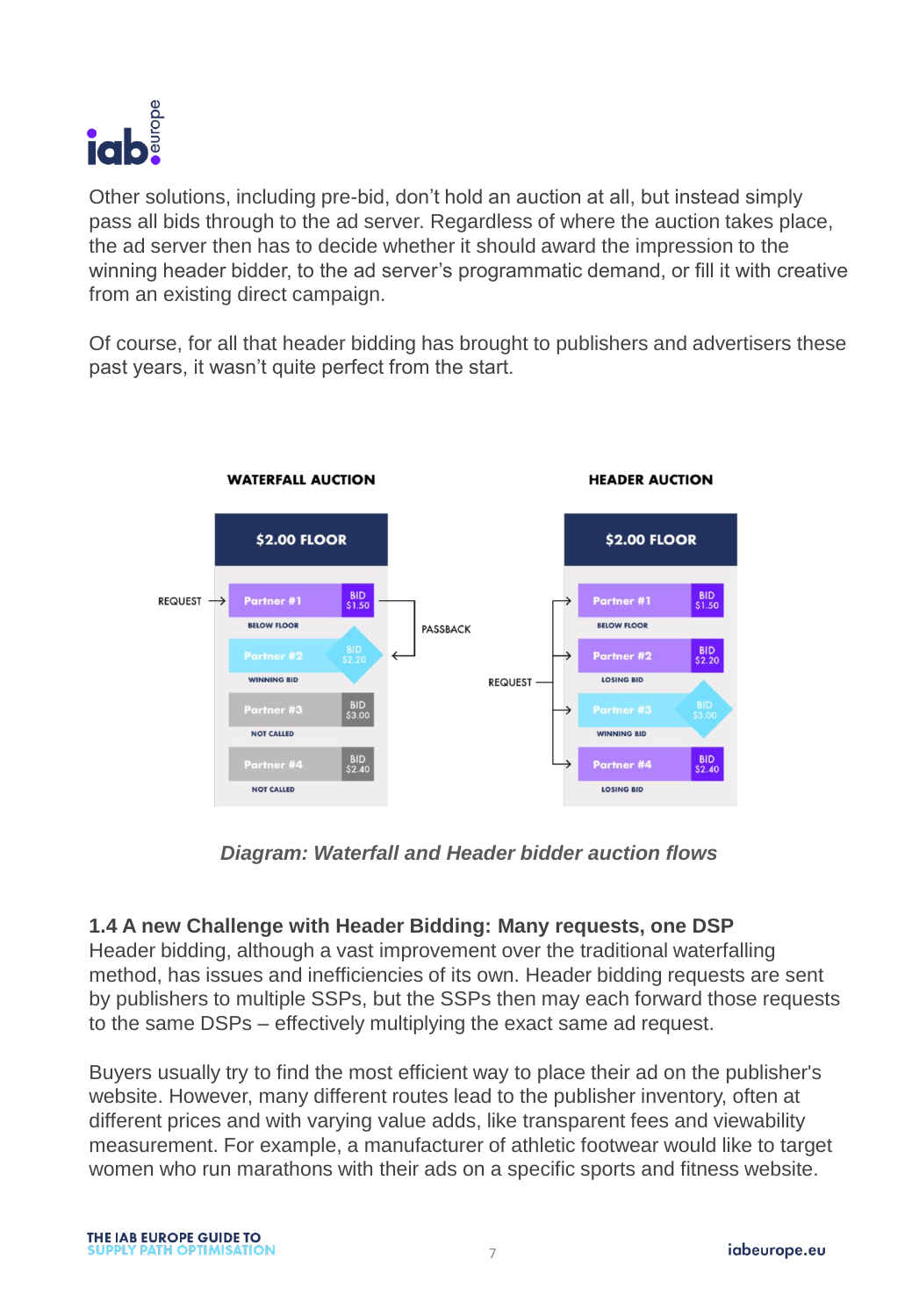Other solutions, including pre-bid, don't hold an auction at all, but instead simply pass all bids through to the ad server. Regardless of where the auction takes place, the ad server then has to decide whether it should award the impression to the winning header bidder, to the ad server's programmatic demand, or fill it with creative from an existing direct campaign.

Of course, for all that header bidding has brought to publishers and advertisers these past years, it wasn't quite perfect from the start.

WATERFALL AUCTION

$2.00 FLOOR

REQUEST

Partner #1 BID $1.50

BELOW FLOOR

Partner #2 BID $2.20

WINNING BID

Partner #3 BID $3.00

NOT CALLED

Partner #4 BID $2.40

NOT CALLED

PASSBACK

HEADER AUCTION

$2.00 FLOOR

REQUEST

Partner #1 BID $1.50

BELOW FLOOR

Partner #2 BID $2.20

LOSING BID

Partner #3 BID $3.00

WINNING BID

Partner #4 BID $2.40

LOSING BID

*Diagram: Waterfall and Header bidder auction flows*

### 1.4 A new Challenge with Header Bidding: Many requests, one DSP

Header bidding, although a vast improvement over the traditional waterfalling method, has issues and inefficiencies of its own. Header bidding requests are sent by publishers to multiple SSPs, but the SSPs then may each forward those requests to the same DSPs – effectively multiplying the exact same ad request.

Buyers usually try to find the most efficient way to place their ad on the publisher's website. However, many different routes lead to the publisher inventory, often at different prices and with varying value adds, like transparent fees and viewability measurement. For example, a manufacturer of athletic footwear would like to target women who run marathons with their ads on a specific sports and fitness website.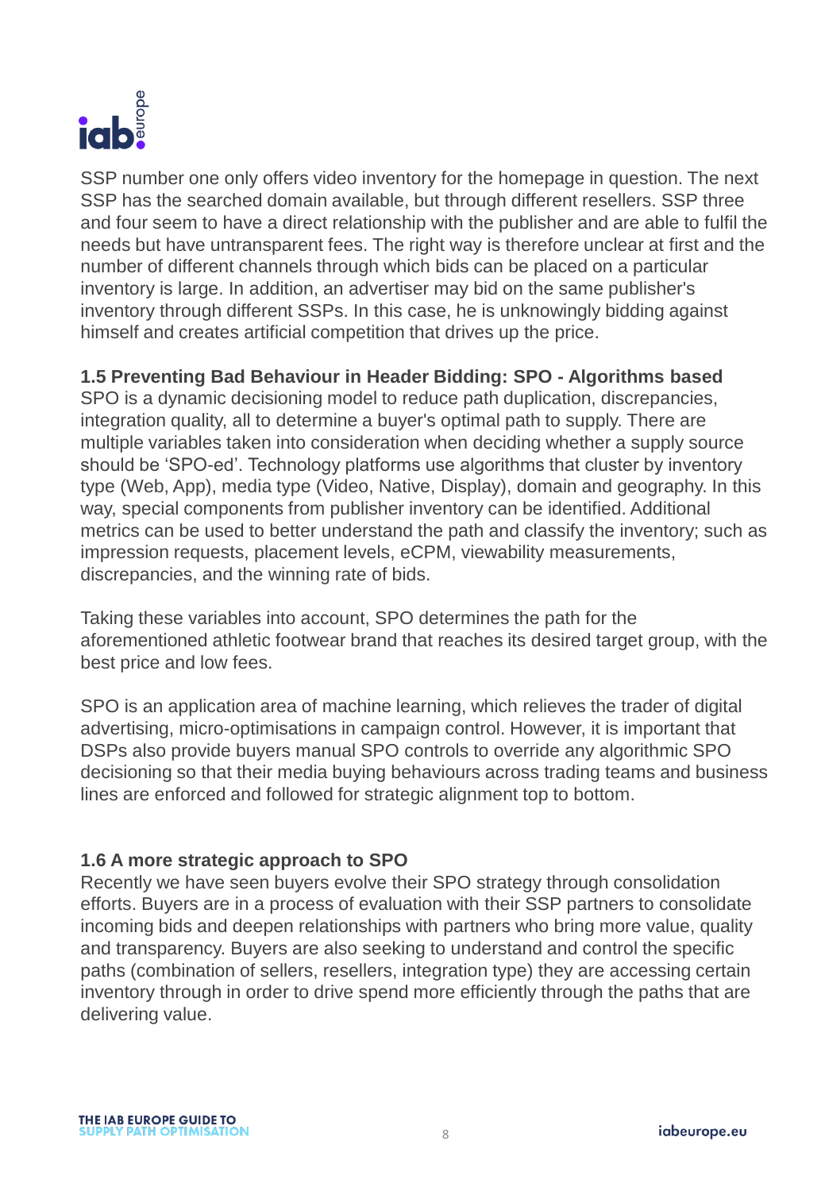SSP number one only offers video inventory for the homepage in question. The next SSP has the searched domain available, but through different resellers. SSP three and four seem to have a direct relationship with the publisher and are able to fulfil the needs but have untransparent fees. The right way is therefore unclear at first and the number of different channels through which bids can be placed on a particular inventory is large. In addition, an advertiser may bid on the same publisher's inventory through different SSPs. In this case, he is unknowingly bidding against himself and creates artificial competition that drives up the price.

### 1.5 Preventing Bad Behaviour in Header Bidding: SPO - Algorithms based

SPO is a dynamic decisioning model to reduce path duplication, discrepancies, integration quality, all to determine a buyer's optimal path to supply. There are multiple variables taken into consideration when deciding whether a supply source should be 'SPO-ed'. Technology platforms use algorithms that cluster by inventory type (Web, App), media type (Video, Native, Display), domain and geography. In this way, special components from publisher inventory can be identified. Additional metrics can be used to better understand the path and classify the inventory; such as impression requests, placement levels, eCPM, viewability measurements, discrepancies, and the winning rate of bids.

Taking these variables into account, SPO determines the path for the aforementioned athletic footwear brand that reaches its desired target group, with the best price and low fees.

SPO is an application area of machine learning, which relieves the trader of digital advertising, micro-optimisations in campaign control. However, it is important that DSPs also provide buyers manual SPO controls to override any algorithmic SPO decisioning so that their media buying behaviours across trading teams and business lines are enforced and followed for strategic alignment top to bottom.

### 1.6 A more strategic approach to SPO

Recently we have seen buyers evolve their SPO strategy through consolidation efforts. Buyers are in a process of evaluation with their SSP partners to consolidate incoming bids and deepen relationships with partners who bring more value, quality and transparency. Buyers are also seeking to understand and control the specific paths (combination of sellers, resellers, integration type) they are accessing certain inventory through in order to drive spend more efficiently through the paths that are delivering value.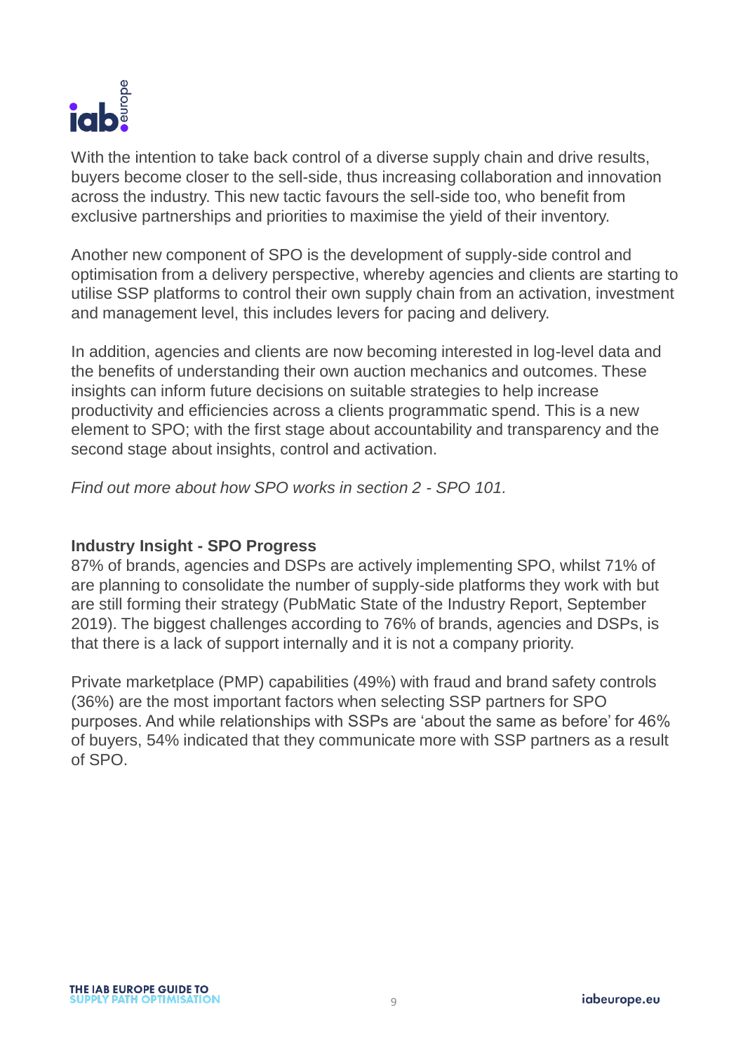With the intention to take back control of a diverse supply chain and drive results, buyers become closer to the sell-side, thus increasing collaboration and innovation across the industry. This new tactic favours the sell-side too, who benefit from exclusive partnerships and priorities to maximise the yield of their inventory.

Another new component of SPO is the development of supply-side control and optimisation from a delivery perspective, whereby agencies and clients are starting to utilise SSP platforms to control their own supply chain from an activation, investment and management level, this includes levers for pacing and delivery.

In addition, agencies and clients are now becoming interested in log-level data and the benefits of understanding their own auction mechanics and outcomes. These insights can inform future decisions on suitable strategies to help increase productivity and efficiencies across a clients programmatic spend. This is a new element to SPO; with the first stage about accountability and transparency and the second stage about insights, control and activation.

*Find out more about how SPO works in section 2 - SPO 101.*

**Industry Insight - SPO Progress**

87% of brands, agencies and DSPs are actively implementing SPO, whilst 71% of are planning to consolidate the number of supply-side platforms they work with but are still forming their strategy (PubMatic State of the Industry Report, September 2019). The biggest challenges according to 76% of brands, agencies and DSPs, is that there is a lack of support internally and it is not a company priority.

Private marketplace (PMP) capabilities (49%) with fraud and brand safety controls (36%) are the most important factors when selecting SSP partners for SPO purposes. And while relationships with SSPs are 'about the same as before' for 46% of buyers, 54% indicated that they communicate more with SSP partners as a result of SPO.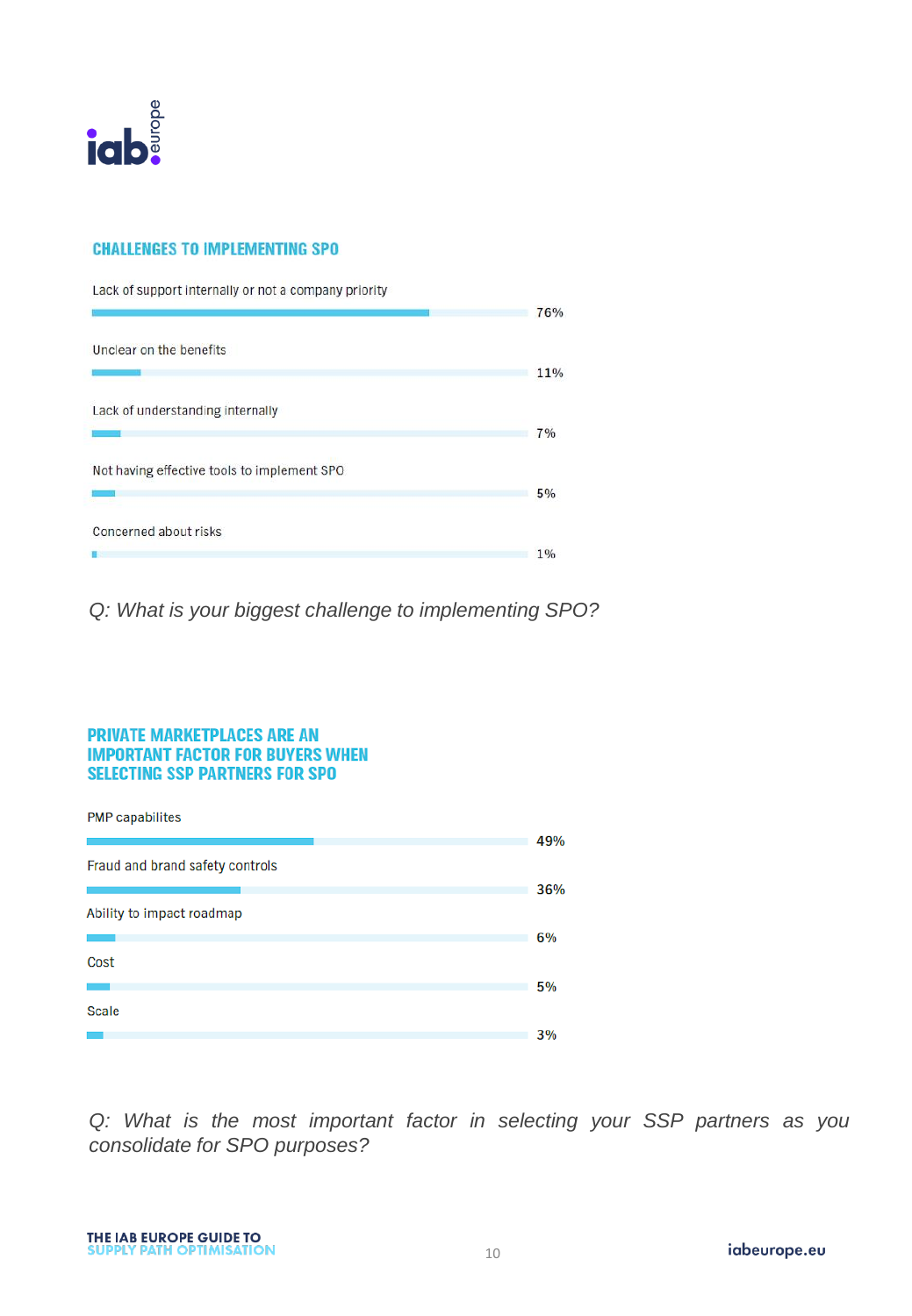## CHALLENGES TO IMPLEMENTING SPO

Lack of support internally or not a company priority
76%

Unclear on the benefits
11%

Lack of understanding internally
7%

Not having effective tools to implement SPO
5%

Concerned about risks
1%

*Q: What is your biggest challenge to implementing SPO?*

## PRIVATE MARKETPLACES ARE AN IMPORTANT FACTOR FOR BUYERS WHEN SELECTING SSP PARTNERS FOR SPO

PMP capabilites
49%

Fraud and brand safety controls
36%

Ability to impact roadmap
6%

Cost
5%

Scale
3%

*Q: What is the most important factor in selecting your SSP partners as you consolidate for SPO purposes?*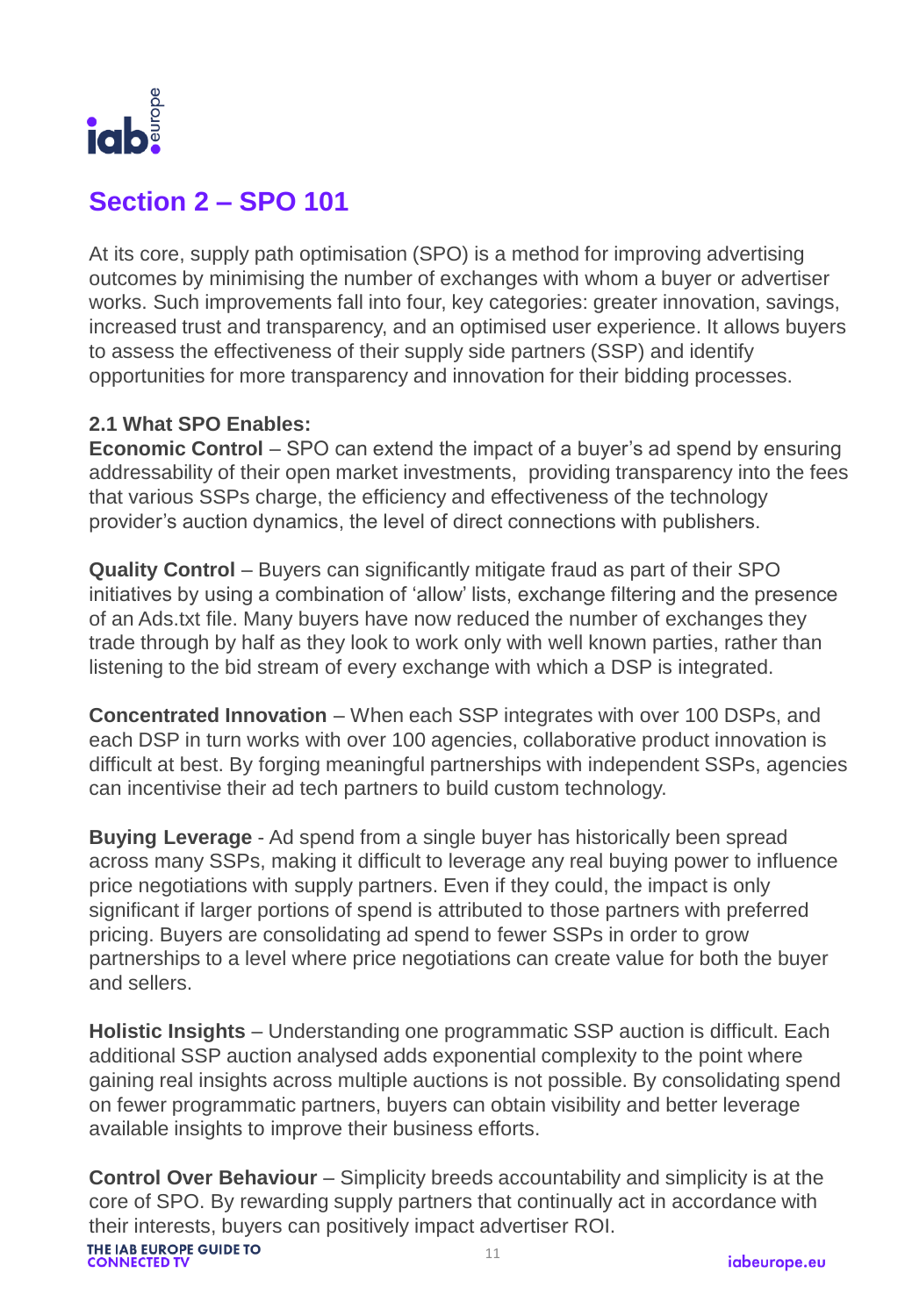## Section 2 – SPO 101

At its core, supply path optimisation (SPO) is a method for improving advertising outcomes by minimising the number of exchanges with whom a buyer or advertiser works. Such improvements fall into four, key categories: greater innovation, savings, increased trust and transparency, and an optimised user experience. It allows buyers to assess the effectiveness of their supply side partners (SSP) and identify opportunities for more transparency and innovation for their bidding processes.

### 2.1 What SPO Enables:

**Economic Control** – SPO can extend the impact of a buyer's ad spend by ensuring addressability of their open market investments, providing transparency into the fees that various SSPs charge, the efficiency and effectiveness of the technology provider's auction dynamics, the level of direct connections with publishers.

**Quality Control** – Buyers can significantly mitigate fraud as part of their SPO initiatives by using a combination of 'allow' lists, exchange filtering and the presence of an Ads.txt file. Many buyers have now reduced the number of exchanges they trade through by half as they look to work only with well known parties, rather than listening to the bid stream of every exchange with which a DSP is integrated.

**Concentrated Innovation** – When each SSP integrates with over 100 DSPs, and each DSP in turn works with over 100 agencies, collaborative product innovation is difficult at best. By forging meaningful partnerships with independent SSPs, agencies can incentivise their ad tech partners to build custom technology.

**Buying Leverage** - Ad spend from a single buyer has historically been spread across many SSPs, making it difficult to leverage any real buying power to influence price negotiations with supply partners. Even if they could, the impact is only significant if larger portions of spend is attributed to those partners with preferred pricing. Buyers are consolidating ad spend to fewer SSPs in order to grow partnerships to a level where price negotiations can create value for both the buyer and sellers.

**Holistic Insights** – Understanding one programmatic SSP auction is difficult. Each additional SSP auction analysed adds exponential complexity to the point where gaining real insights across multiple auctions is not possible. By consolidating spend on fewer programmatic partners, buyers can obtain visibility and better leverage available insights to improve their business efforts.

**Control Over Behaviour** – Simplicity breeds accountability and simplicity is at the core of SPO. By rewarding supply partners that continually act in accordance with their interests, buyers can positively impact advertiser ROI.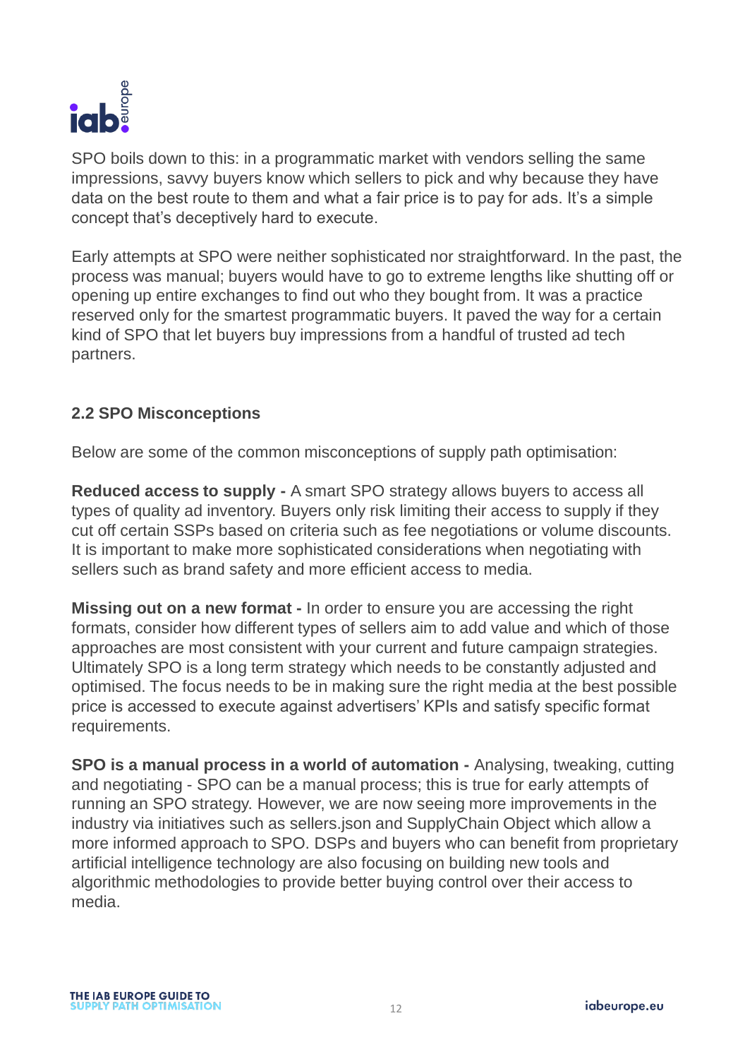SPO boils down to this: in a programmatic market with vendors selling the same impressions, savvy buyers know which sellers to pick and why because they have data on the best route to them and what a fair price is to pay for ads. It's a simple concept that's deceptively hard to execute.

Early attempts at SPO were neither sophisticated nor straightforward. In the past, the process was manual; buyers would have to go to extreme lengths like shutting off or opening up entire exchanges to find out who they bought from. It was a practice reserved only for the smartest programmatic buyers. It paved the way for a certain kind of SPO that let buyers buy impressions from a handful of trusted ad tech partners.

### 2.2 SPO Misconceptions

Below are some of the common misconceptions of supply path optimisation:

**Reduced access to supply -** A smart SPO strategy allows buyers to access all types of quality ad inventory. Buyers only risk limiting their access to supply if they cut off certain SSPs based on criteria such as fee negotiations or volume discounts. It is important to make more sophisticated considerations when negotiating with sellers such as brand safety and more efficient access to media.

**Missing out on a new format -** In order to ensure you are accessing the right formats, consider how different types of sellers aim to add value and which of those approaches are most consistent with your current and future campaign strategies. Ultimately SPO is a long term strategy which needs to be constantly adjusted and optimised. The focus needs to be in making sure the right media at the best possible price is accessed to execute against advertisers' KPIs and satisfy specific format requirements.

**SPO is a manual process in a world of automation -** Analysing, tweaking, cutting and negotiating - SPO can be a manual process; this is true for early attempts of running an SPO strategy. However, we are now seeing more improvements in the industry via initiatives such as sellers.json and SupplyChain Object which allow a more informed approach to SPO. DSPs and buyers who can benefit from proprietary artificial intelligence technology are also focusing on building new tools and algorithmic methodologies to provide better buying control over their access to media.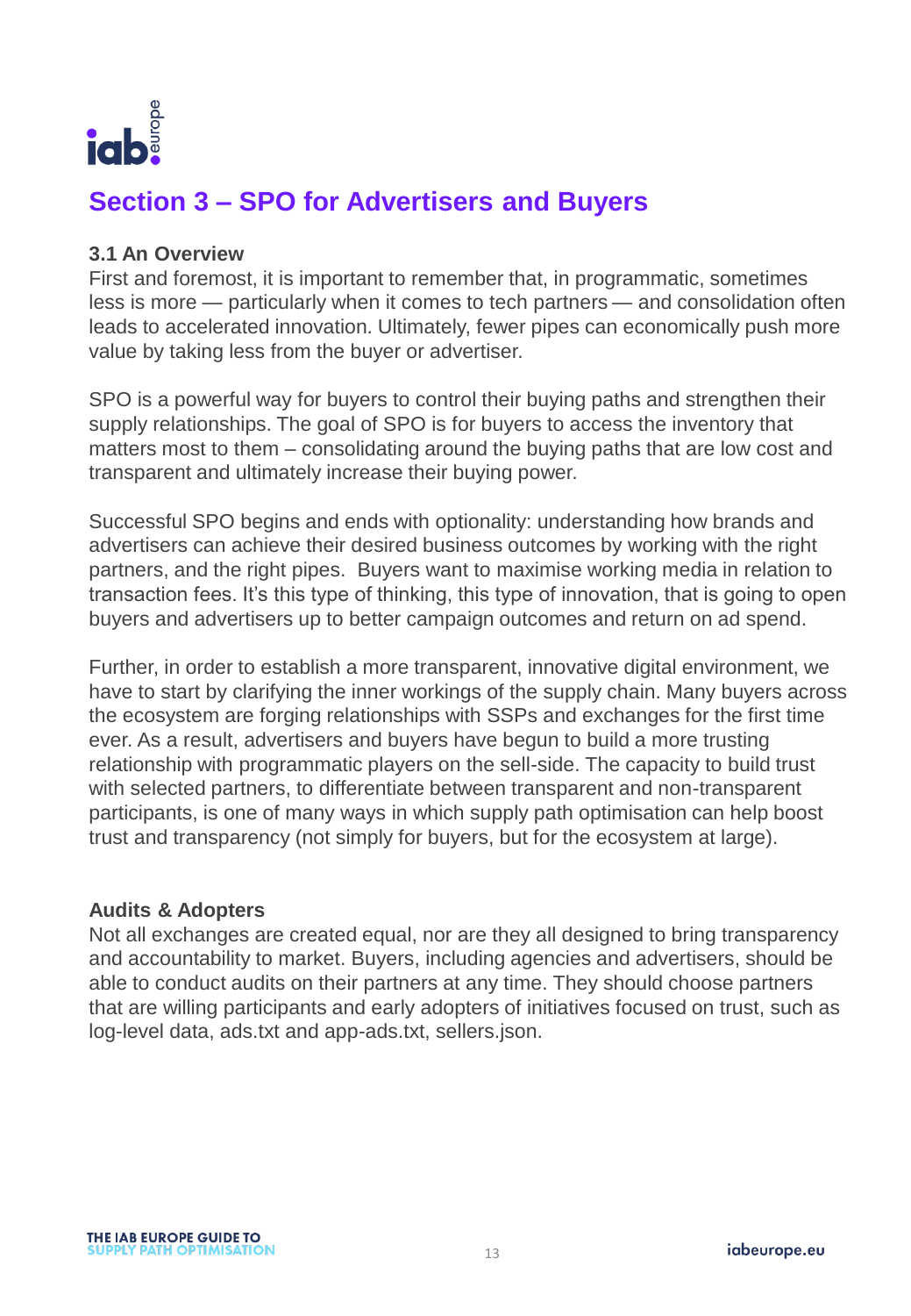## Section 3 – SPO for Advertisers and Buyers

### 3.1 An Overview

First and foremost, it is important to remember that, in programmatic, sometimes less is more — particularly when it comes to tech partners — and consolidation often leads to accelerated innovation. Ultimately, fewer pipes can economically push more value by taking less from the buyer or advertiser.

SPO is a powerful way for buyers to control their buying paths and strengthen their supply relationships. The goal of SPO is for buyers to access the inventory that matters most to them – consolidating around the buying paths that are low cost and transparent and ultimately increase their buying power.

Successful SPO begins and ends with optionality: understanding how brands and advertisers can achieve their desired business outcomes by working with the right partners, and the right pipes. Buyers want to maximise working media in relation to transaction fees. It's this type of thinking, this type of innovation, that is going to open buyers and advertisers up to better campaign outcomes and return on ad spend.

Further, in order to establish a more transparent, innovative digital environment, we have to start by clarifying the inner workings of the supply chain. Many buyers across the ecosystem are forging relationships with SSPs and exchanges for the first time ever. As a result, advertisers and buyers have begun to build a more trusting relationship with programmatic players on the sell-side. The capacity to build trust with selected partners, to differentiate between transparent and non-transparent participants, is one of many ways in which supply path optimisation can help boost trust and transparency (not simply for buyers, but for the ecosystem at large).

### Audits & Adopters

Not all exchanges are created equal, nor are they all designed to bring transparency and accountability to market. Buyers, including agencies and advertisers, should be able to conduct audits on their partners at any time. They should choose partners that are willing participants and early adopters of initiatives focused on trust, such as log-level data, ads.txt and app-ads.txt, sellers.json.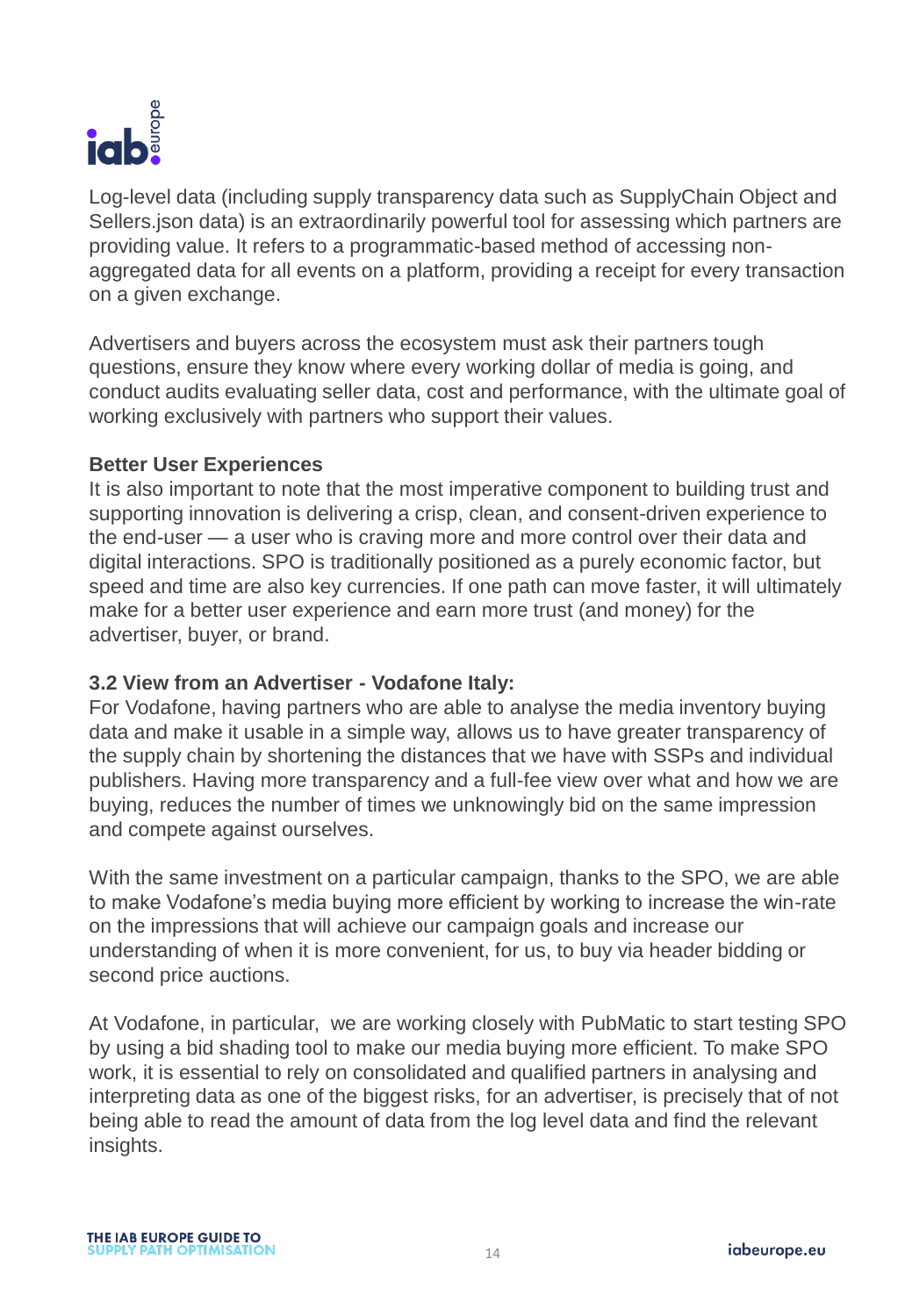Log-level data (including supply transparency data such as SupplyChain Object and Sellers.json data) is an extraordinarily powerful tool for assessing which partners are providing value. It refers to a programmatic-based method of accessing non-aggregated data for all events on a platform, providing a receipt for every transaction on a given exchange.

Advertisers and buyers across the ecosystem must ask their partners tough questions, ensure they know where every working dollar of media is going, and conduct audits evaluating seller data, cost and performance, with the ultimate goal of working exclusively with partners who support their values.

**Better User Experiences**

It is also important to note that the most imperative component to building trust and supporting innovation is delivering a crisp, clean, and consent-driven experience to the end-user — a user who is craving more and more control over their data and digital interactions. SPO is traditionally positioned as a purely economic factor, but speed and time are also key currencies. If one path can move faster, it will ultimately make for a better user experience and earn more trust (and money) for the advertiser, buyer, or brand.

### 3.2 View from an Advertiser - Vodafone Italy:

For Vodafone, having partners who are able to analyse the media inventory buying data and make it usable in a simple way, allows us to have greater transparency of the supply chain by shortening the distances that we have with SSPs and individual publishers. Having more transparency and a full-fee view over what and how we are buying, reduces the number of times we unknowingly bid on the same impression and compete against ourselves.

With the same investment on a particular campaign, thanks to the SPO, we are able to make Vodafone's media buying more efficient by working to increase the win-rate on the impressions that will achieve our campaign goals and increase our understanding of when it is more convenient, for us, to buy via header bidding or second price auctions.

At Vodafone, in particular, we are working closely with PubMatic to start testing SPO by using a bid shading tool to make our media buying more efficient. To make SPO work, it is essential to rely on consolidated and qualified partners in analysing and interpreting data as one of the biggest risks, for an advertiser, is precisely that of not being able to read the amount of data from the log level data and find the relevant insights.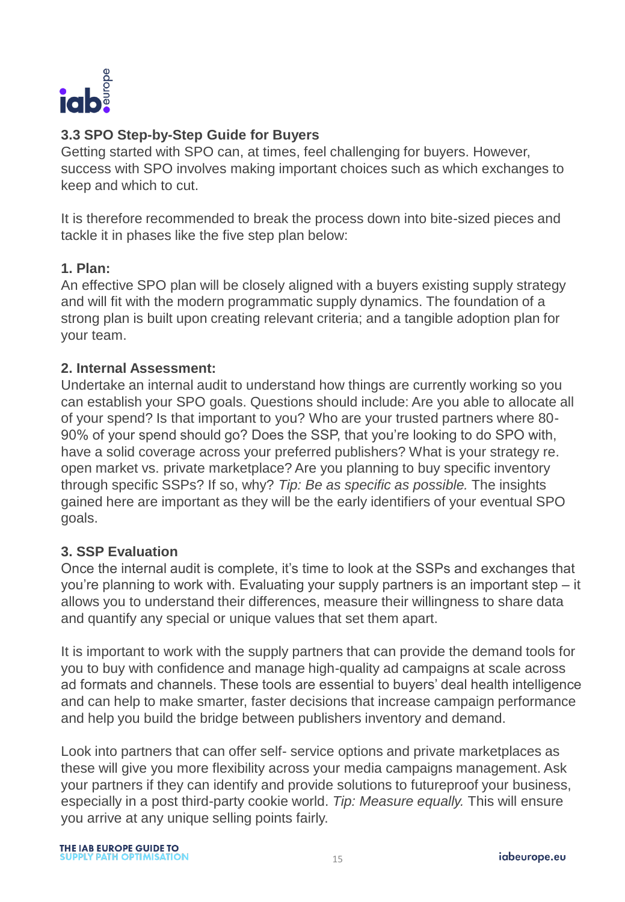### 3.3 SPO Step-by-Step Guide for Buyers

Getting started with SPO can, at times, feel challenging for buyers. However, success with SPO involves making important choices such as which exchanges to keep and which to cut.

It is therefore recommended to break the process down into bite-sized pieces and tackle it in phases like the five step plan below:

**1. Plan:**

An effective SPO plan will be closely aligned with a buyers existing supply strategy and will fit with the modern programmatic supply dynamics. The foundation of a strong plan is built upon creating relevant criteria; and a tangible adoption plan for your team.

**2. Internal Assessment:**

Undertake an internal audit to understand how things are currently working so you can establish your SPO goals. Questions should include: Are you able to allocate all of your spend? Is that important to you? Who are your trusted partners where 80-90% of your spend should go? Does the SSP, that you're looking to do SPO with, have a solid coverage across your preferred publishers? What is your strategy re. open market vs. private marketplace? Are you planning to buy specific inventory through specific SSPs? If so, why? *Tip: Be as specific as possible.* The insights gained here are important as they will be the early identifiers of your eventual SPO goals.

**3. SSP Evaluation**

Once the internal audit is complete, it's time to look at the SSPs and exchanges that you're planning to work with. Evaluating your supply partners is an important step – it allows you to understand their differences, measure their willingness to share data and quantify any special or unique values that set them apart.

It is important to work with the supply partners that can provide the demand tools for you to buy with confidence and manage high-quality ad campaigns at scale across ad formats and channels. These tools are essential to buyers' deal health intelligence and can help to make smarter, faster decisions that increase campaign performance and help you build the bridge between publishers inventory and demand.

Look into partners that can offer self- service options and private marketplaces as these will give you more flexibility across your media campaigns management. Ask your partners if they can identify and provide solutions to futureproof your business, especially in a post third-party cookie world. *Tip: Measure equally.* This will ensure you arrive at any unique selling points fairly.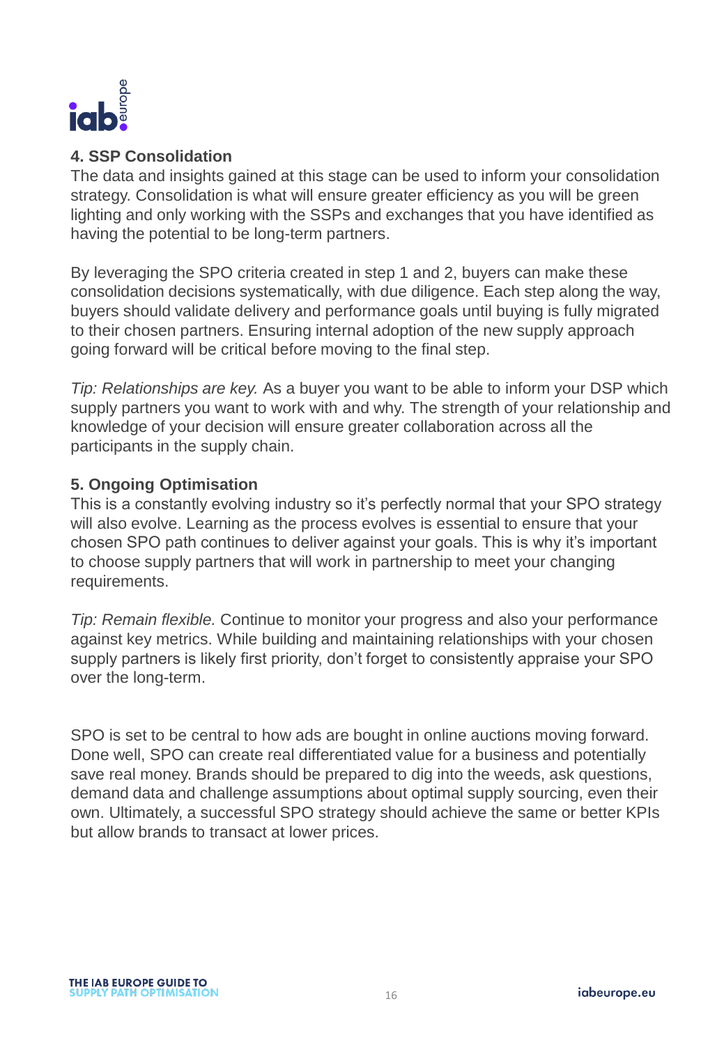### 4. SSP Consolidation

The data and insights gained at this stage can be used to inform your consolidation strategy. Consolidation is what will ensure greater efficiency as you will be green lighting and only working with the SSPs and exchanges that you have identified as having the potential to be long-term partners.

By leveraging the SPO criteria created in step 1 and 2, buyers can make these consolidation decisions systematically, with due diligence. Each step along the way, buyers should validate delivery and performance goals until buying is fully migrated to their chosen partners. Ensuring internal adoption of the new supply approach going forward will be critical before moving to the final step.

*Tip: Relationships are key.* As a buyer you want to be able to inform your DSP which supply partners you want to work with and why. The strength of your relationship and knowledge of your decision will ensure greater collaboration across all the participants in the supply chain.

### 5. Ongoing Optimisation

This is a constantly evolving industry so it's perfectly normal that your SPO strategy will also evolve. Learning as the process evolves is essential to ensure that your chosen SPO path continues to deliver against your goals. This is why it's important to choose supply partners that will work in partnership to meet your changing requirements.

*Tip: Remain flexible.* Continue to monitor your progress and also your performance against key metrics. While building and maintaining relationships with your chosen supply partners is likely first priority, don't forget to consistently appraise your SPO over the long-term.

SPO is set to be central to how ads are bought in online auctions moving forward. Done well, SPO can create real differentiated value for a business and potentially save real money. Brands should be prepared to dig into the weeds, ask questions, demand data and challenge assumptions about optimal supply sourcing, even their own. Ultimately, a successful SPO strategy should achieve the same or better KPIs but allow brands to transact at lower prices.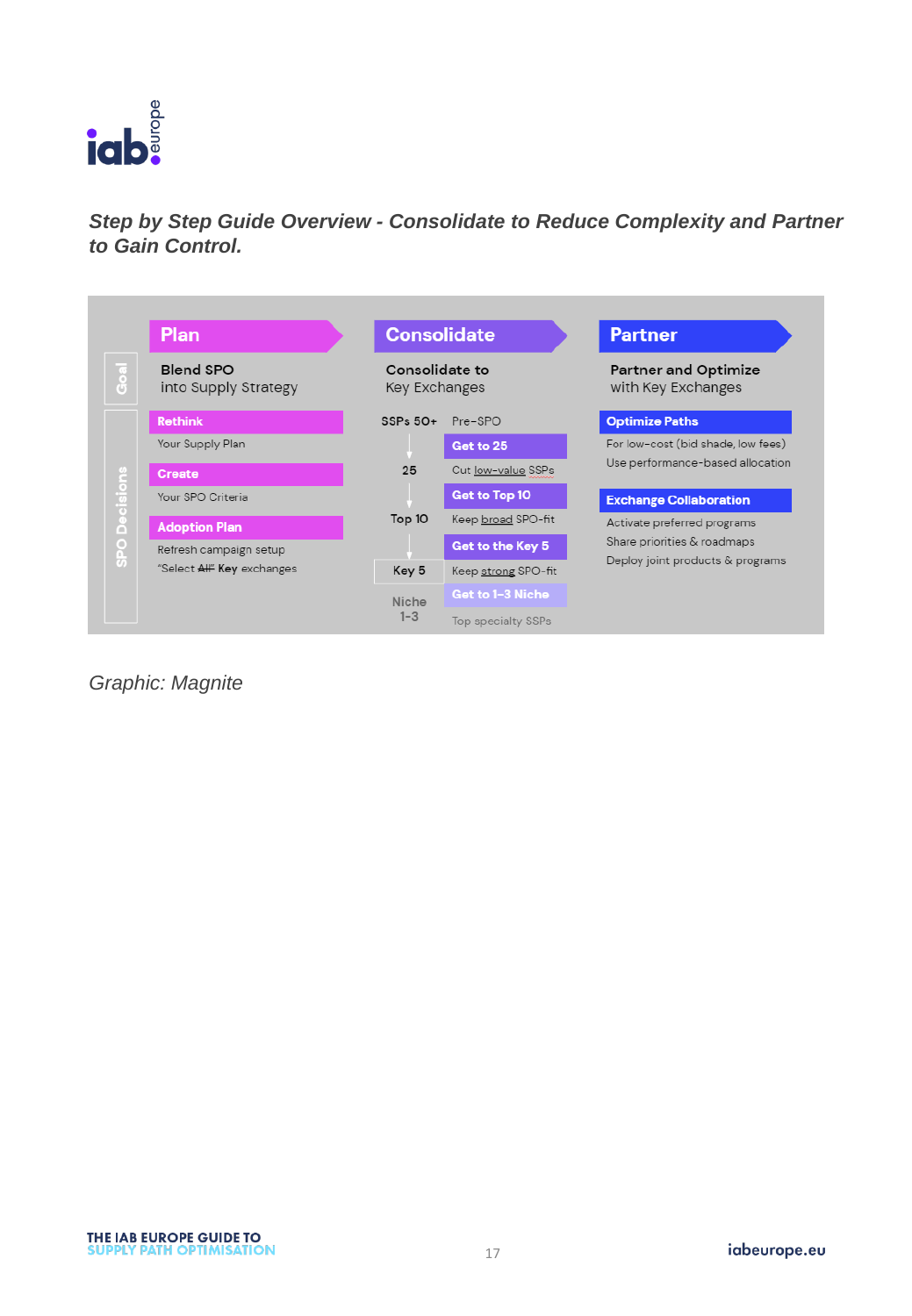***Step by Step Guide Overview - Consolidate to Reduce Complexity and Partner to Gain Control.***

Plan
Consolidate
Partner

Goal

Blend SPO
into Supply Strategy

Consolidate to
Key Exchanges

Partner and Optimize
with Key Exchanges

SPO Decisions

Rethink
Your Supply Plan

Create
Your SPO Criteria

Adoption Plan
Refresh campaign setup
"Select ~~All~~ Key exchanges

SSPs 50+ Pre-SPO
Get to 25
25 Cut low-value SSPs
Get to Top 10
Top 10 Keep broad SPO-fit
Get to the Key 5
Key 5 Keep strong SPO-fit
Get to 1-3 Niche
Niche 1-3 Top specialty SSPs

Optimize Paths
For low-cost (bid shade, low fees)
Use performance-based allocation

Exchange Collaboration
Activate preferred programs
Share priorities & roadmaps
Deploy joint products & programs

*Graphic: Magnite*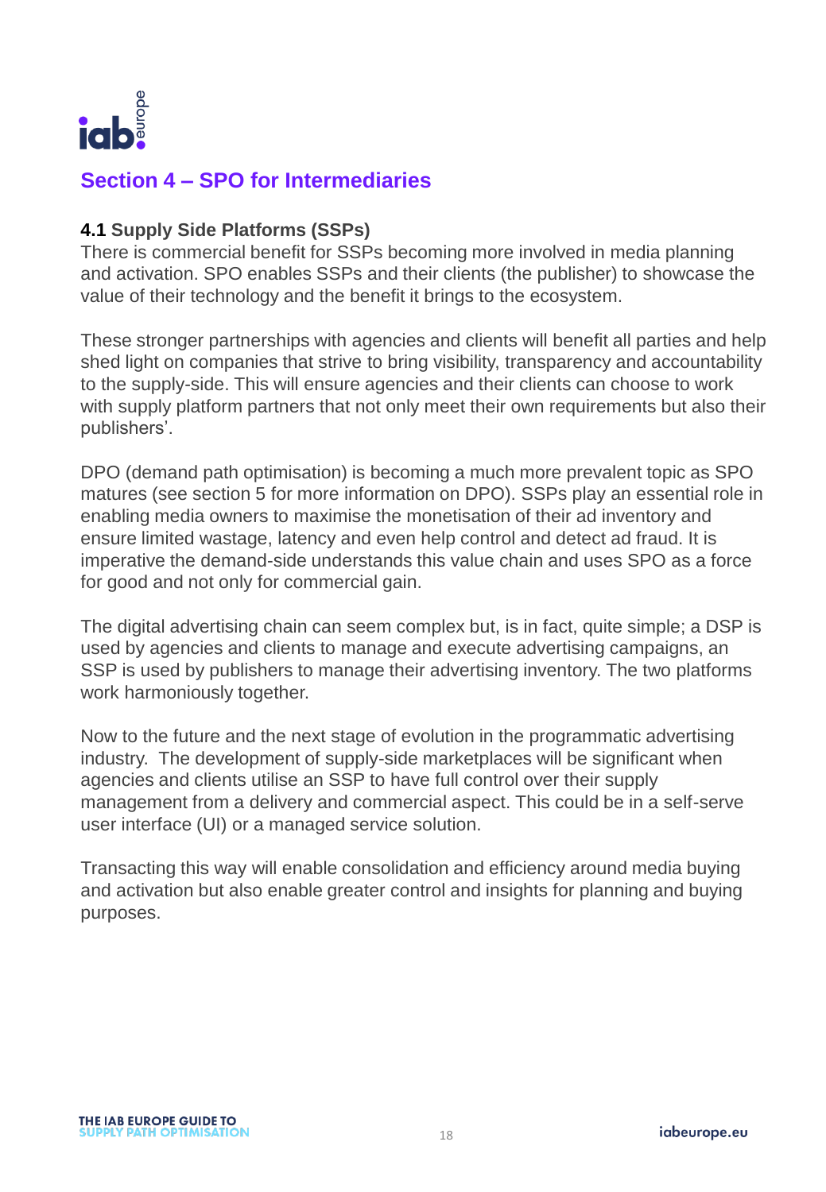## Section 4 – SPO for Intermediaries

### 4.1 Supply Side Platforms (SSPs)

There is commercial benefit for SSPs becoming more involved in media planning and activation. SPO enables SSPs and their clients (the publisher) to showcase the value of their technology and the benefit it brings to the ecosystem.

These stronger partnerships with agencies and clients will benefit all parties and help shed light on companies that strive to bring visibility, transparency and accountability to the supply-side. This will ensure agencies and their clients can choose to work with supply platform partners that not only meet their own requirements but also their publishers'.

DPO (demand path optimisation) is becoming a much more prevalent topic as SPO matures (see section 5 for more information on DPO). SSPs play an essential role in enabling media owners to maximise the monetisation of their ad inventory and ensure limited wastage, latency and even help control and detect ad fraud. It is imperative the demand-side understands this value chain and uses SPO as a force for good and not only for commercial gain.

The digital advertising chain can seem complex but, is in fact, quite simple; a DSP is used by agencies and clients to manage and execute advertising campaigns, an SSP is used by publishers to manage their advertising inventory. The two platforms work harmoniously together.

Now to the future and the next stage of evolution in the programmatic advertising industry. The development of supply-side marketplaces will be significant when agencies and clients utilise an SSP to have full control over their supply management from a delivery and commercial aspect. This could be in a self-serve user interface (UI) or a managed service solution.

Transacting this way will enable consolidation and efficiency around media buying and activation but also enable greater control and insights for planning and buying purposes.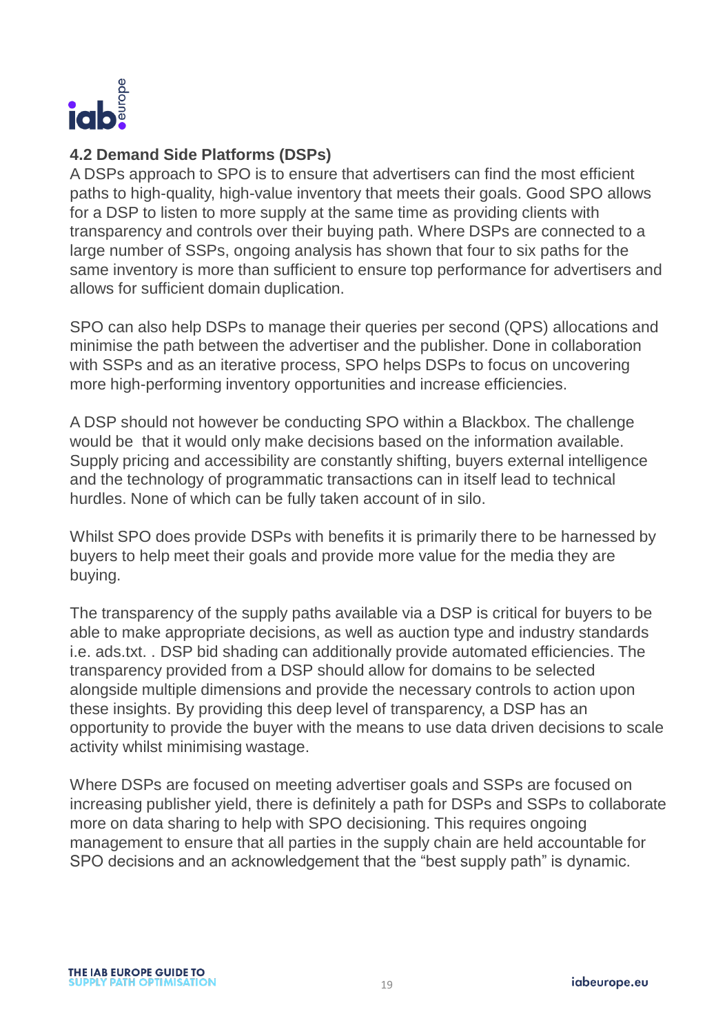### 4.2 Demand Side Platforms (DSPs)

A DSPs approach to SPO is to ensure that advertisers can find the most efficient paths to high-quality, high-value inventory that meets their goals. Good SPO allows for a DSP to listen to more supply at the same time as providing clients with transparency and controls over their buying path. Where DSPs are connected to a large number of SSPs, ongoing analysis has shown that four to six paths for the same inventory is more than sufficient to ensure top performance for advertisers and allows for sufficient domain duplication.

SPO can also help DSPs to manage their queries per second (QPS) allocations and minimise the path between the advertiser and the publisher. Done in collaboration with SSPs and as an iterative process, SPO helps DSPs to focus on uncovering more high-performing inventory opportunities and increase efficiencies.

A DSP should not however be conducting SPO within a Blackbox. The challenge would be  that it would only make decisions based on the information available. Supply pricing and accessibility are constantly shifting, buyers external intelligence and the technology of programmatic transactions can in itself lead to technical hurdles. None of which can be fully taken account of in silo.

Whilst SPO does provide DSPs with benefits it is primarily there to be harnessed by buyers to help meet their goals and provide more value for the media they are buying.

The transparency of the supply paths available via a DSP is critical for buyers to be able to make appropriate decisions, as well as auction type and industry standards i.e. ads.txt. . DSP bid shading can additionally provide automated efficiencies. The transparency provided from a DSP should allow for domains to be selected alongside multiple dimensions and provide the necessary controls to action upon these insights. By providing this deep level of transparency, a DSP has an opportunity to provide the buyer with the means to use data driven decisions to scale activity whilst minimising wastage.

Where DSPs are focused on meeting advertiser goals and SSPs are focused on increasing publisher yield, there is definitely a path for DSPs and SSPs to collaborate more on data sharing to help with SPO decisioning. This requires ongoing management to ensure that all parties in the supply chain are held accountable for SPO decisions and an acknowledgement that the “best supply path” is dynamic.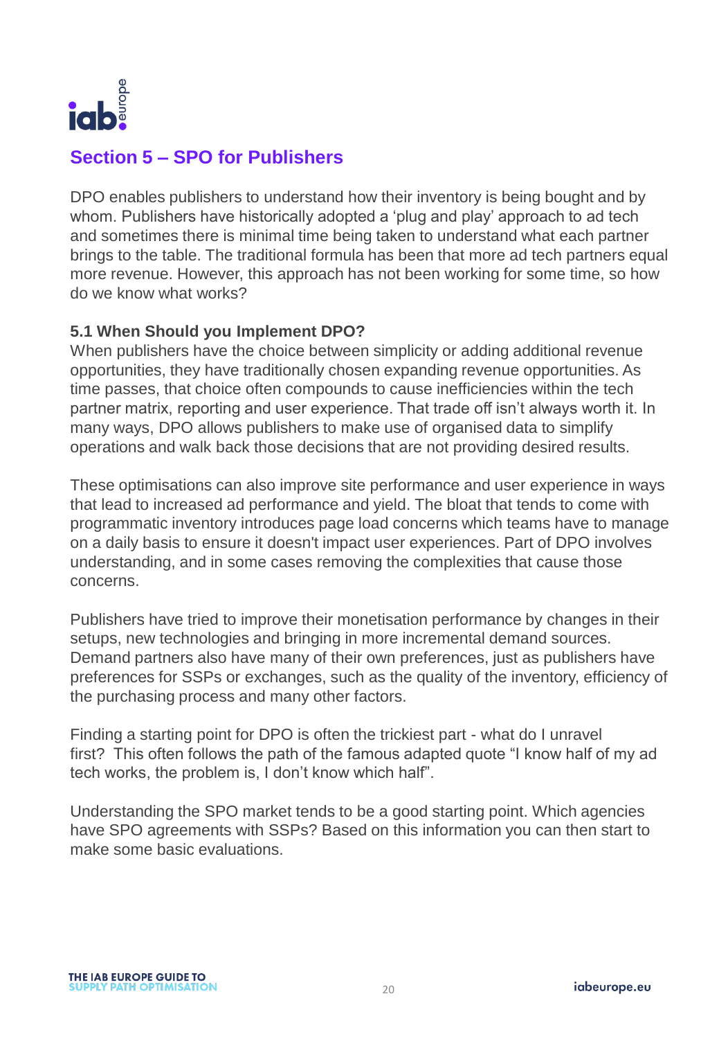## Section 5 – SPO for Publishers

DPO enables publishers to understand how their inventory is being bought and by whom. Publishers have historically adopted a 'plug and play' approach to ad tech and sometimes there is minimal time being taken to understand what each partner brings to the table. The traditional formula has been that more ad tech partners equal more revenue. However, this approach has not been working for some time, so how do we know what works?

### 5.1 When Should you Implement DPO?

When publishers have the choice between simplicity or adding additional revenue opportunities, they have traditionally chosen expanding revenue opportunities. As time passes, that choice often compounds to cause inefficiencies within the tech partner matrix, reporting and user experience. That trade off isn't always worth it. In many ways, DPO allows publishers to make use of organised data to simplify operations and walk back those decisions that are not providing desired results.

These optimisations can also improve site performance and user experience in ways that lead to increased ad performance and yield. The bloat that tends to come with programmatic inventory introduces page load concerns which teams have to manage on a daily basis to ensure it doesn't impact user experiences. Part of DPO involves understanding, and in some cases removing the complexities that cause those concerns.

Publishers have tried to improve their monetisation performance by changes in their setups, new technologies and bringing in more incremental demand sources. Demand partners also have many of their own preferences, just as publishers have preferences for SSPs or exchanges, such as the quality of the inventory, efficiency of the purchasing process and many other factors.

Finding a starting point for DPO is often the trickiest part - what do I unravel first? This often follows the path of the famous adapted quote "I know half of my ad tech works, the problem is, I don't know which half".

Understanding the SPO market tends to be a good starting point. Which agencies have SPO agreements with SSPs? Based on this information you can then start to make some basic evaluations.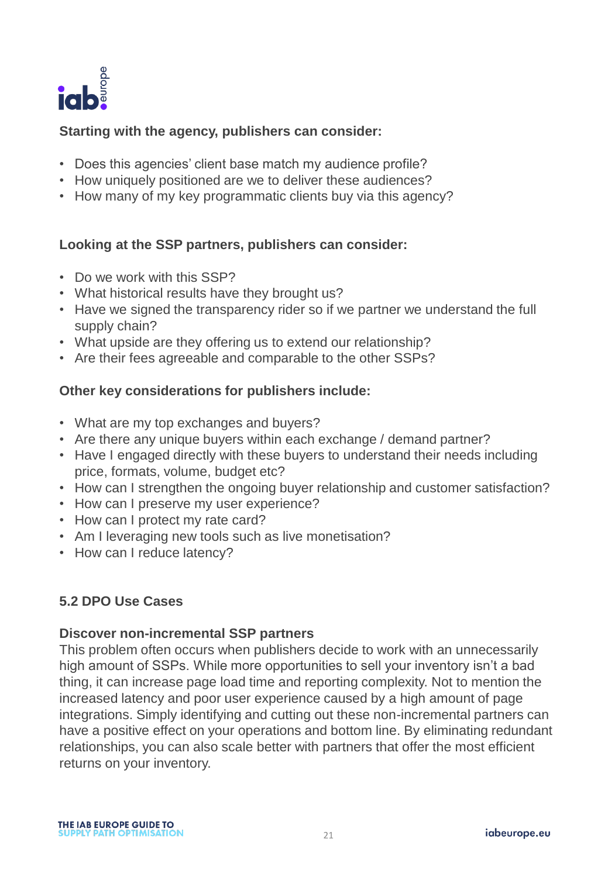**Starting with the agency, publishers can consider:**

- Does this agencies' client base match my audience profile?
- How uniquely positioned are we to deliver these audiences?
- How many of my key programmatic clients buy via this agency?

**Looking at the SSP partners, publishers can consider:**

- Do we work with this SSP?
- What historical results have they brought us?
- Have we signed the transparency rider so if we partner we understand the full supply chain?
- What upside are they offering us to extend our relationship?
- Are their fees agreeable and comparable to the other SSPs?

**Other key considerations for publishers include:**

- What are my top exchanges and buyers?
- Are there any unique buyers within each exchange / demand partner?
- Have I engaged directly with these buyers to understand their needs including price, formats, volume, budget etc?
- How can I strengthen the ongoing buyer relationship and customer satisfaction?
- How can I preserve my user experience?
- How can I protect my rate card?
- Am I leveraging new tools such as live monetisation?
- How can I reduce latency?

## 5.2 DPO Use Cases

### Discover non-incremental SSP partners

This problem often occurs when publishers decide to work with an unnecessarily high amount of SSPs. While more opportunities to sell your inventory isn't a bad thing, it can increase page load time and reporting complexity. Not to mention the increased latency and poor user experience caused by a high amount of page integrations. Simply identifying and cutting out these non-incremental partners can have a positive effect on your operations and bottom line. By eliminating redundant relationships, you can also scale better with partners that offer the most efficient returns on your inventory.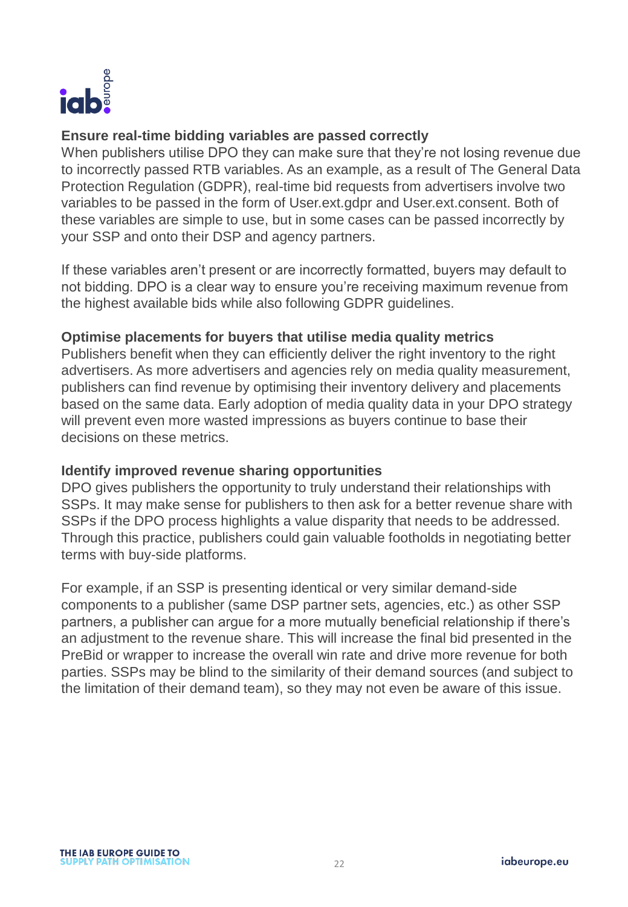### Ensure real-time bidding variables are passed correctly

When publishers utilise DPO they can make sure that they're not losing revenue due to incorrectly passed RTB variables. As an example, as a result of The General Data Protection Regulation (GDPR), real-time bid requests from advertisers involve two variables to be passed in the form of User.ext.gdpr and User.ext.consent. Both of these variables are simple to use, but in some cases can be passed incorrectly by your SSP and onto their DSP and agency partners.

If these variables aren't present or are incorrectly formatted, buyers may default to not bidding. DPO is a clear way to ensure you're receiving maximum revenue from the highest available bids while also following GDPR guidelines.

### Optimise placements for buyers that utilise media quality metrics

Publishers benefit when they can efficiently deliver the right inventory to the right advertisers. As more advertisers and agencies rely on media quality measurement, publishers can find revenue by optimising their inventory delivery and placements based on the same data. Early adoption of media quality data in your DPO strategy will prevent even more wasted impressions as buyers continue to base their decisions on these metrics.

### Identify improved revenue sharing opportunities

DPO gives publishers the opportunity to truly understand their relationships with SSPs. It may make sense for publishers to then ask for a better revenue share with SSPs if the DPO process highlights a value disparity that needs to be addressed. Through this practice, publishers could gain valuable footholds in negotiating better terms with buy-side platforms.

For example, if an SSP is presenting identical or very similar demand-side components to a publisher (same DSP partner sets, agencies, etc.) as other SSP partners, a publisher can argue for a more mutually beneficial relationship if there's an adjustment to the revenue share. This will increase the final bid presented in the PreBid or wrapper to increase the overall win rate and drive more revenue for both parties. SSPs may be blind to the similarity of their demand sources (and subject to the limitation of their demand team), so they may not even be aware of this issue.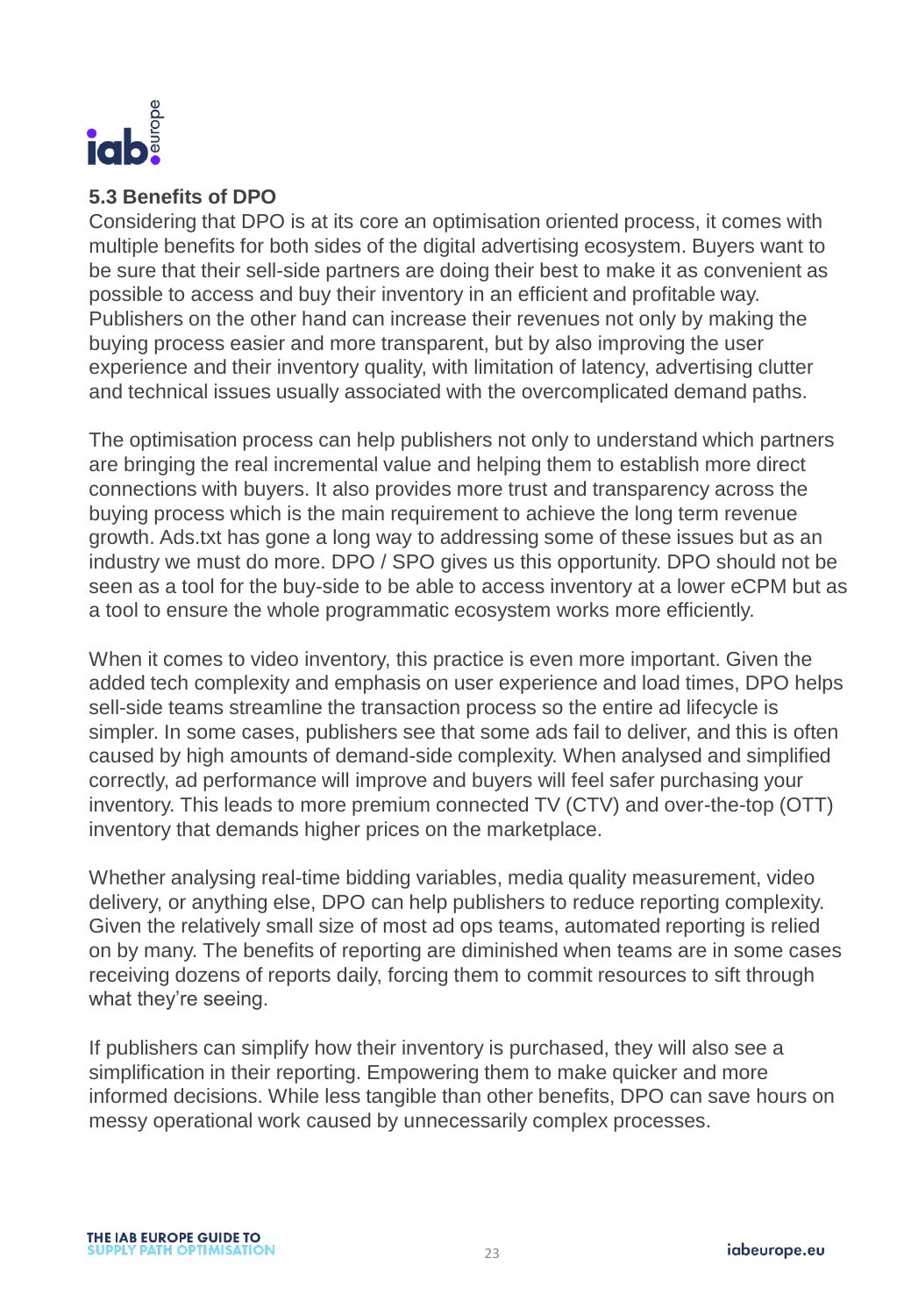### 5.3 Benefits of DPO

Considering that DPO is at its core an optimisation oriented process, it comes with multiple benefits for both sides of the digital advertising ecosystem. Buyers want to be sure that their sell-side partners are doing their best to make it as convenient as possible to access and buy their inventory in an efficient and profitable way. Publishers on the other hand can increase their revenues not only by making the buying process easier and more transparent, but by also improving the user experience and their inventory quality, with limitation of latency, advertising clutter and technical issues usually associated with the overcomplicated demand paths.

The optimisation process can help publishers not only to understand which partners are bringing the real incremental value and helping them to establish more direct connections with buyers. It also provides more trust and transparency across the buying process which is the main requirement to achieve the long term revenue growth. Ads.txt has gone a long way to addressing some of these issues but as an industry we must do more. DPO / SPO gives us this opportunity. DPO should not be seen as a tool for the buy-side to be able to access inventory at a lower eCPM but as a tool to ensure the whole programmatic ecosystem works more efficiently.

When it comes to video inventory, this practice is even more important. Given the added tech complexity and emphasis on user experience and load times, DPO helps sell-side teams streamline the transaction process so the entire ad lifecycle is simpler. In some cases, publishers see that some ads fail to deliver, and this is often caused by high amounts of demand-side complexity. When analysed and simplified correctly, ad performance will improve and buyers will feel safer purchasing your inventory. This leads to more premium connected TV (CTV) and over-the-top (OTT) inventory that demands higher prices on the marketplace.

Whether analysing real-time bidding variables, media quality measurement, video delivery, or anything else, DPO can help publishers to reduce reporting complexity. Given the relatively small size of most ad ops teams, automated reporting is relied on by many. The benefits of reporting are diminished when teams are in some cases receiving dozens of reports daily, forcing them to commit resources to sift through what they're seeing.

If publishers can simplify how their inventory is purchased, they will also see a simplification in their reporting. Empowering them to make quicker and more informed decisions. While less tangible than other benefits, DPO can save hours on messy operational work caused by unnecessarily complex processes.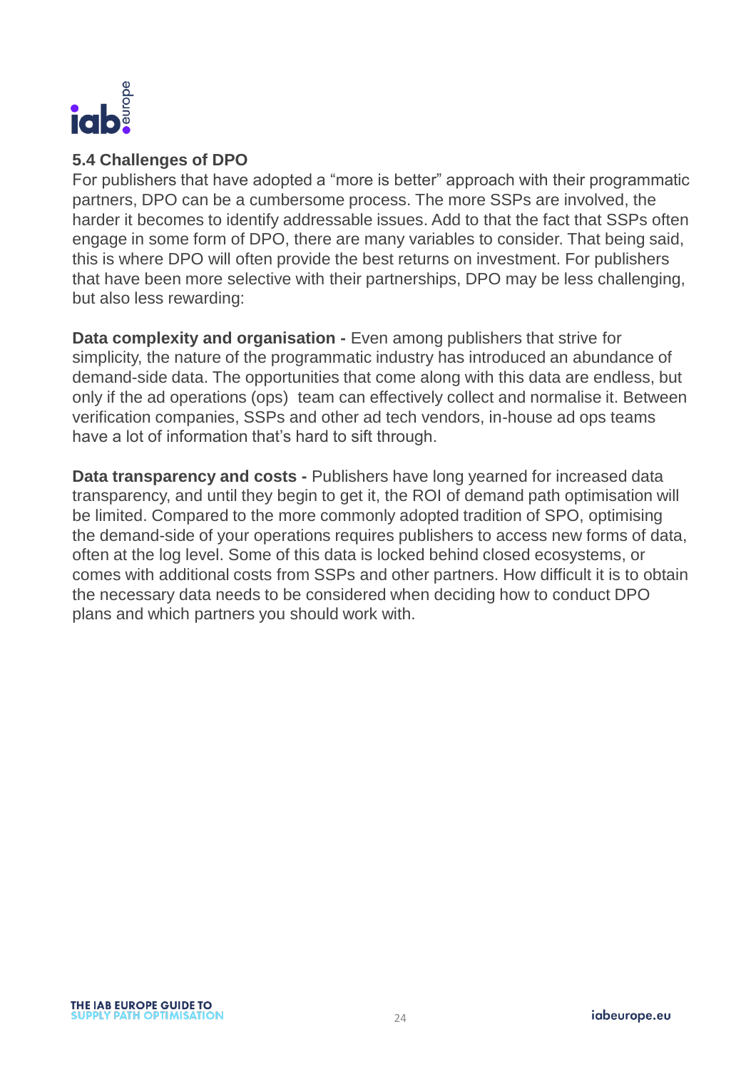### 5.4 Challenges of DPO

For publishers that have adopted a "more is better" approach with their programmatic partners, DPO can be a cumbersome process. The more SSPs are involved, the harder it becomes to identify addressable issues. Add to that the fact that SSPs often engage in some form of DPO, there are many variables to consider. That being said, this is where DPO will often provide the best returns on investment. For publishers that have been more selective with their partnerships, DPO may be less challenging, but also less rewarding:

**Data complexity and organisation -** Even among publishers that strive for simplicity, the nature of the programmatic industry has introduced an abundance of demand-side data. The opportunities that come along with this data are endless, but only if the ad operations (ops)  team can effectively collect and normalise it. Between verification companies, SSPs and other ad tech vendors, in-house ad ops teams have a lot of information that's hard to sift through.

**Data transparency and costs -** Publishers have long yearned for increased data transparency, and until they begin to get it, the ROI of demand path optimisation will be limited. Compared to the more commonly adopted tradition of SPO, optimising the demand-side of your operations requires publishers to access new forms of data, often at the log level. Some of this data is locked behind closed ecosystems, or comes with additional costs from SSPs and other partners. How difficult it is to obtain the necessary data needs to be considered when deciding how to conduct DPO plans and which partners you should work with.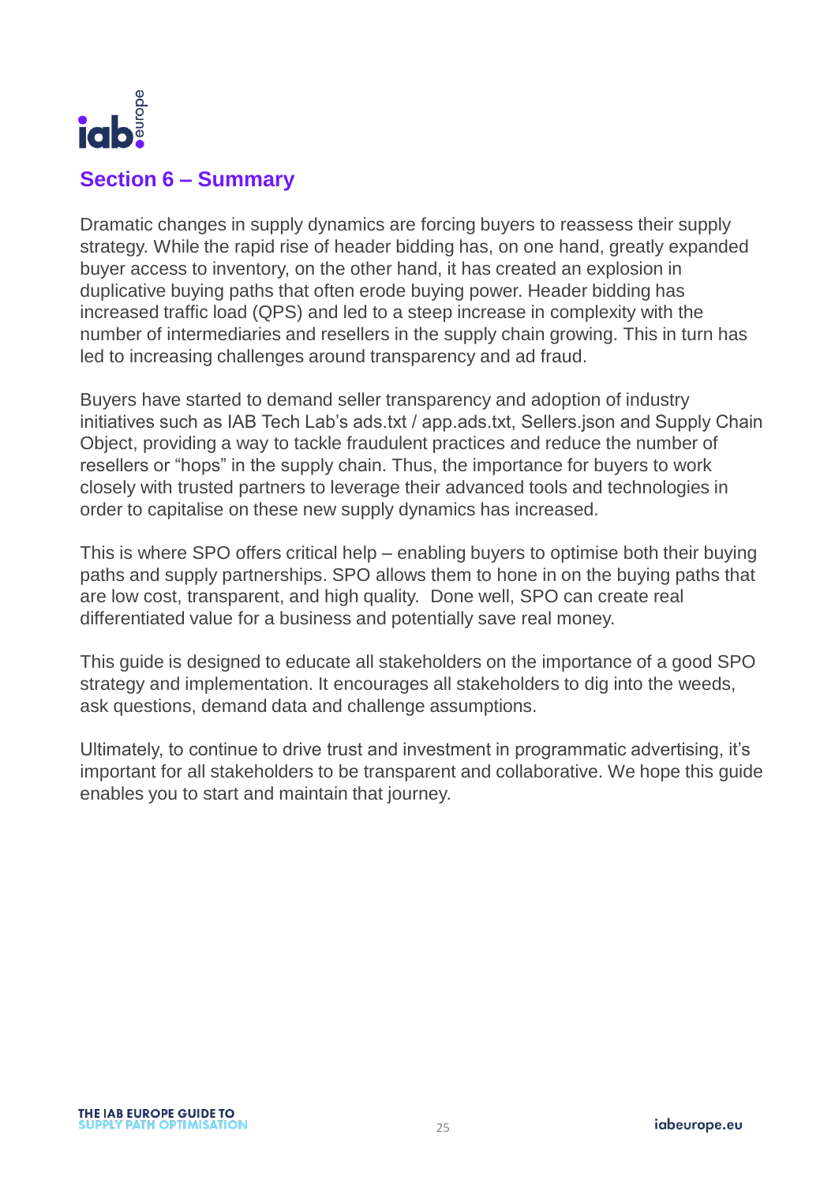## Section 6 – Summary

Dramatic changes in supply dynamics are forcing buyers to reassess their supply strategy. While the rapid rise of header bidding has, on one hand, greatly expanded buyer access to inventory, on the other hand, it has created an explosion in duplicative buying paths that often erode buying power. Header bidding has increased traffic load (QPS) and led to a steep increase in complexity with the number of intermediaries and resellers in the supply chain growing. This in turn has led to increasing challenges around transparency and ad fraud.

Buyers have started to demand seller transparency and adoption of industry initiatives such as IAB Tech Lab's ads.txt / app.ads.txt, Sellers.json and Supply Chain Object, providing a way to tackle fraudulent practices and reduce the number of resellers or "hops" in the supply chain. Thus, the importance for buyers to work closely with trusted partners to leverage their advanced tools and technologies in order to capitalise on these new supply dynamics has increased.

This is where SPO offers critical help – enabling buyers to optimise both their buying paths and supply partnerships. SPO allows them to hone in on the buying paths that are low cost, transparent, and high quality. Done well, SPO can create real differentiated value for a business and potentially save real money.

This guide is designed to educate all stakeholders on the importance of a good SPO strategy and implementation. It encourages all stakeholders to dig into the weeds, ask questions, demand data and challenge assumptions.

Ultimately, to continue to drive trust and investment in programmatic advertising, it's important for all stakeholders to be transparent and collaborative. We hope this guide enables you to start and maintain that journey.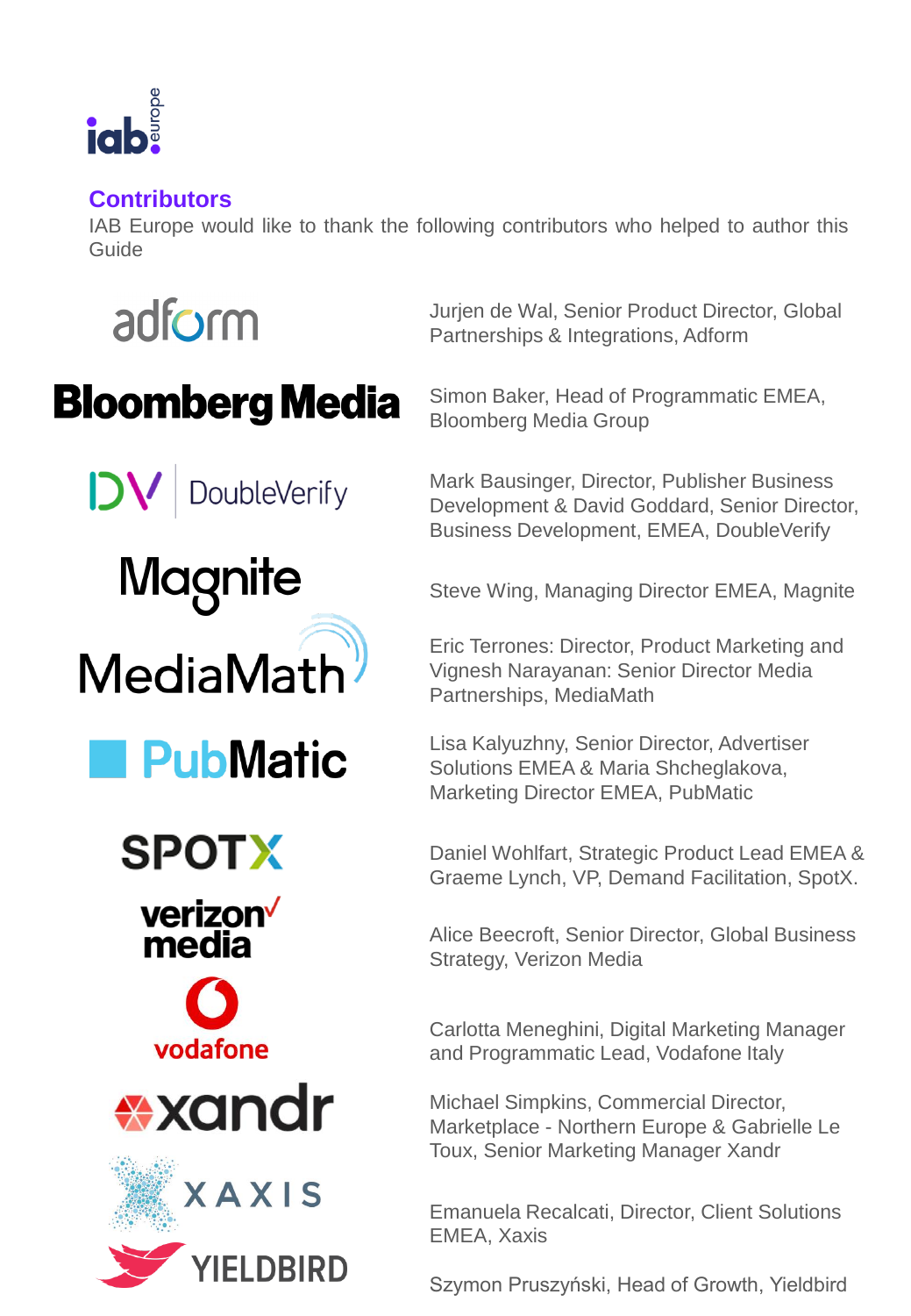## Contributors

IAB Europe would like to thank the following contributors who helped to author this Guide

| | |
|---|---|
| adform | Jurjen de Wal, Senior Product Director, Global Partnerships & Integrations, Adform |
| Bloomberg Media | Simon Baker, Head of Programmatic EMEA, Bloomberg Media Group |
| DV DoubleVerify | Mark Bausinger, Director, Publisher Business Development & David Goddard, Senior Director, Business Development, EMEA, DoubleVerify |
| Magnite | Steve Wing, Managing Director EMEA, Magnite |
| MediaMath | Eric Terrones: Director, Product Marketing and Vignesh Narayanan: Senior Director Media Partnerships, MediaMath |
| PubMatic | Lisa Kalyuzhny, Senior Director, Advertiser Solutions EMEA & Maria Shcheglakova, Marketing Director EMEA, PubMatic |
| SPOTX | Daniel Wohlfart, Strategic Product Lead EMEA & Graeme Lynch, VP, Demand Facilitation, SpotX. |
| verizon media | Alice Beecroft, Senior Director, Global Business Strategy, Verizon Media |
| vodafone | Carlotta Meneghini, Digital Marketing Manager and Programmatic Lead, Vodafone Italy |
| xandr | Michael Simpkins, Commercial Director, Marketplace - Northern Europe & Gabrielle Le Toux, Senior Marketing Manager Xandr |
| XAXIS | Emanuela Recalcati, Director, Client Solutions EMEA, Xaxis |
| YIELDBIRD | Szymon Pruszyński, Head of Growth, Yieldbird |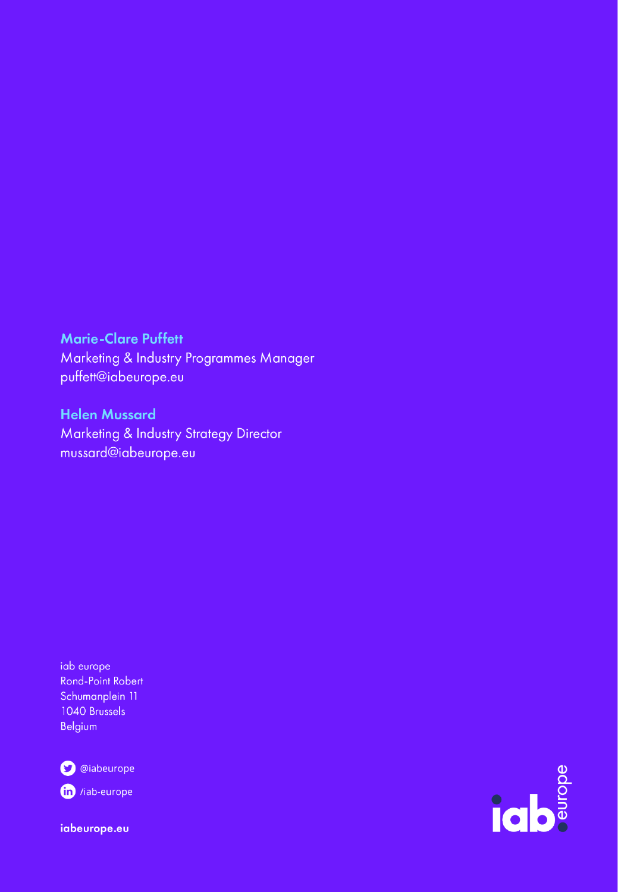**Marie-Clare Puffett**
Marketing & Industry Programmes Manager
puffett@iabeurope.eu

**Helen Mussard**
Marketing & Industry Strategy Director
mussard@iabeurope.eu

iab europe
Rond-Point Robert
Schumanplein 11
1040 Brussels
Belgium

@iabeurope

/iab-europe

**iabeurope.eu**